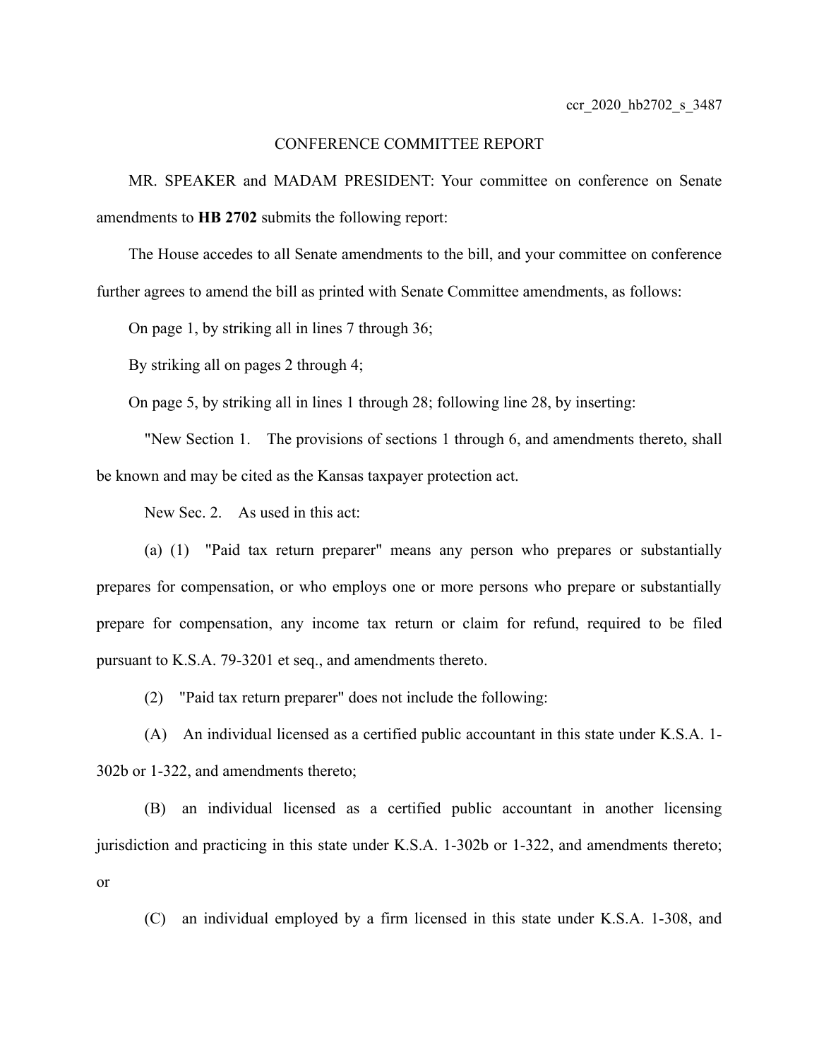ccr_2020_hb2702_s_3487

CONFERENCE COMMITTEE REPORT

MR. SPEAKER and MADAM PRESIDENT: Your committee on conference on Senate amendments to **HB 2702** submits the following report:

The House accedes to all Senate amendments to the bill, and your committee on conference further agrees to amend the bill as printed with Senate Committee amendments, as follows:

On page 1, by striking all in lines 7 through 36;

By striking all on pages 2 through 4;

On page 5, by striking all in lines 1 through 28; following line 28, by inserting:

"New Section 1. The provisions of sections 1 through 6, and amendments thereto, shall be known and may be cited as the Kansas taxpayer protection act.

New Sec. 2. As used in this act:

(a) (1) "Paid tax return preparer" means any person who prepares or substantially prepares for compensation, or who employs one or more persons who prepare or substantially prepare for compensation, any income tax return or claim for refund, required to be filed pursuant to K.S.A. 79-3201 et seq., and amendments thereto.

(2) "Paid tax return preparer" does not include the following:

(A) An individual licensed as a certified public accountant in this state under K.S.A. 1-302b or 1-322, and amendments thereto;

(B) an individual licensed as a certified public accountant in another licensing jurisdiction and practicing in this state under K.S.A. 1-302b or 1-322, and amendments thereto; or

(C) an individual employed by a firm licensed in this state under K.S.A. 1-308, and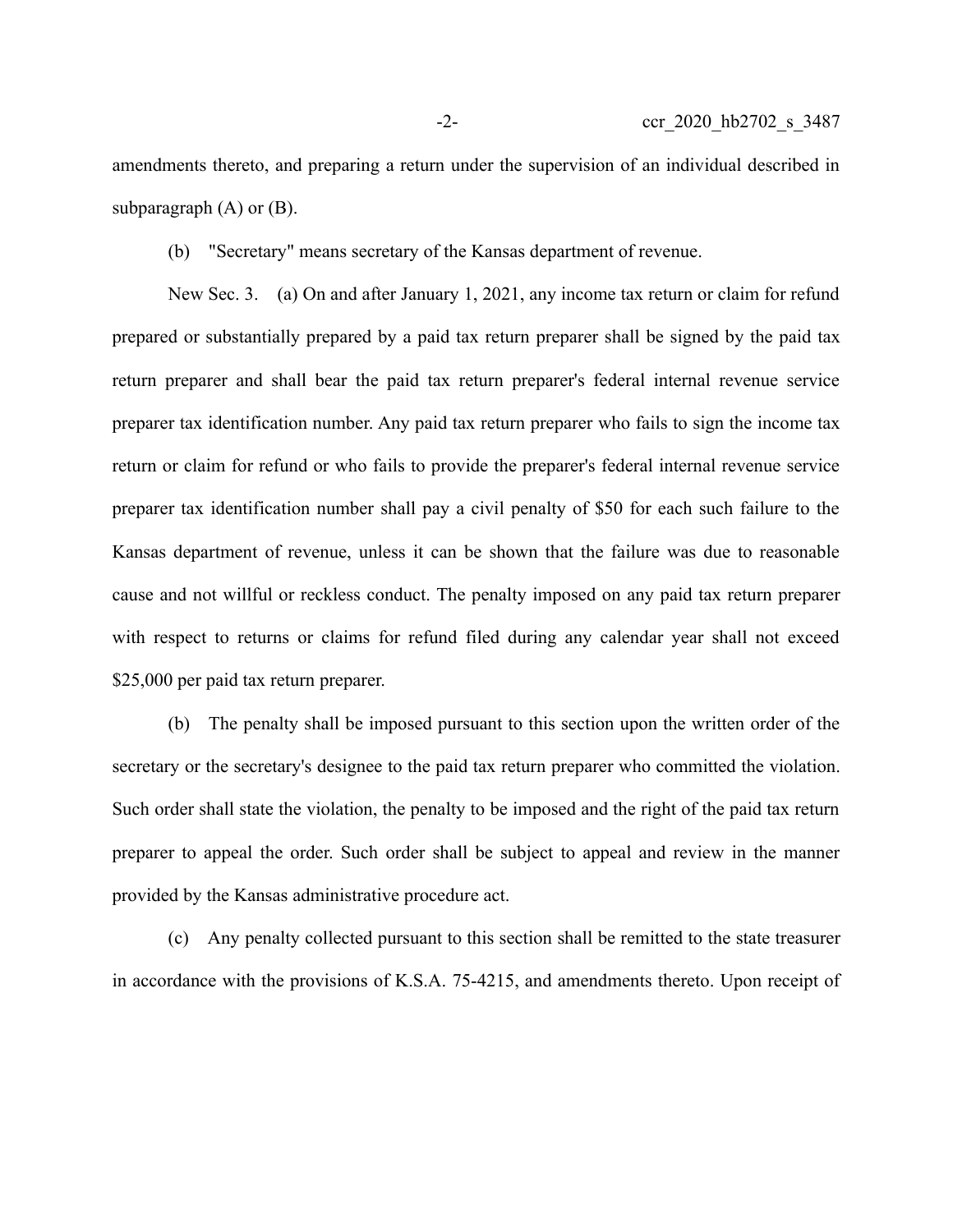amendments thereto, and preparing a return under the supervision of an individual described in subparagraph (A) or (B).

(b) "Secretary" means secretary of the Kansas department of revenue.

New Sec. 3. (a) On and after January 1, 2021, any income tax return or claim for refund prepared or substantially prepared by a paid tax return preparer shall be signed by the paid tax return preparer and shall bear the paid tax return preparer's federal internal revenue service preparer tax identification number. Any paid tax return preparer who fails to sign the income tax return or claim for refund or who fails to provide the preparer's federal internal revenue service preparer tax identification number shall pay a civil penalty of $50 for each such failure to the Kansas department of revenue, unless it can be shown that the failure was due to reasonable cause and not willful or reckless conduct. The penalty imposed on any paid tax return preparer with respect to returns or claims for refund filed during any calendar year shall not exceed $25,000 per paid tax return preparer.

(b) The penalty shall be imposed pursuant to this section upon the written order of the secretary or the secretary's designee to the paid tax return preparer who committed the violation. Such order shall state the violation, the penalty to be imposed and the right of the paid tax return preparer to appeal the order. Such order shall be subject to appeal and review in the manner provided by the Kansas administrative procedure act.

(c) Any penalty collected pursuant to this section shall be remitted to the state treasurer in accordance with the provisions of K.S.A. 75-4215, and amendments thereto. Upon receipt of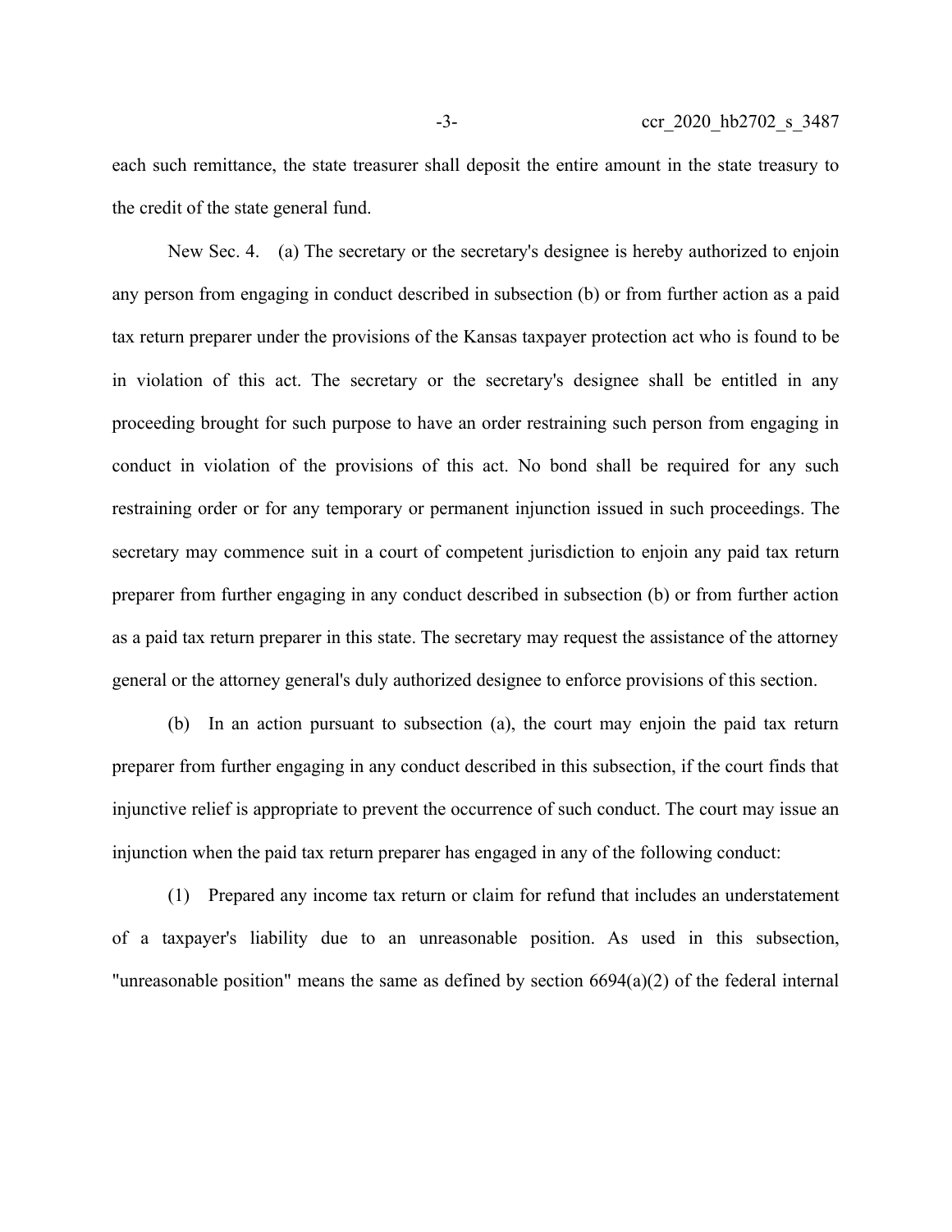each such remittance, the state treasurer shall deposit the entire amount in the state treasury to the credit of the state general fund.

New Sec. 4. (a) The secretary or the secretary's designee is hereby authorized to enjoin any person from engaging in conduct described in subsection (b) or from further action as a paid tax return preparer under the provisions of the Kansas taxpayer protection act who is found to be in violation of this act. The secretary or the secretary's designee shall be entitled in any proceeding brought for such purpose to have an order restraining such person from engaging in conduct in violation of the provisions of this act. No bond shall be required for any such restraining order or for any temporary or permanent injunction issued in such proceedings. The secretary may commence suit in a court of competent jurisdiction to enjoin any paid tax return preparer from further engaging in any conduct described in subsection (b) or from further action as a paid tax return preparer in this state. The secretary may request the assistance of the attorney general or the attorney general's duly authorized designee to enforce provisions of this section.

(b) In an action pursuant to subsection (a), the court may enjoin the paid tax return preparer from further engaging in any conduct described in this subsection, if the court finds that injunctive relief is appropriate to prevent the occurrence of such conduct. The court may issue an injunction when the paid tax return preparer has engaged in any of the following conduct:

(1) Prepared any income tax return or claim for refund that includes an understatement of a taxpayer's liability due to an unreasonable position. As used in this subsection, "unreasonable position" means the same as defined by section 6694(a)(2) of the federal internal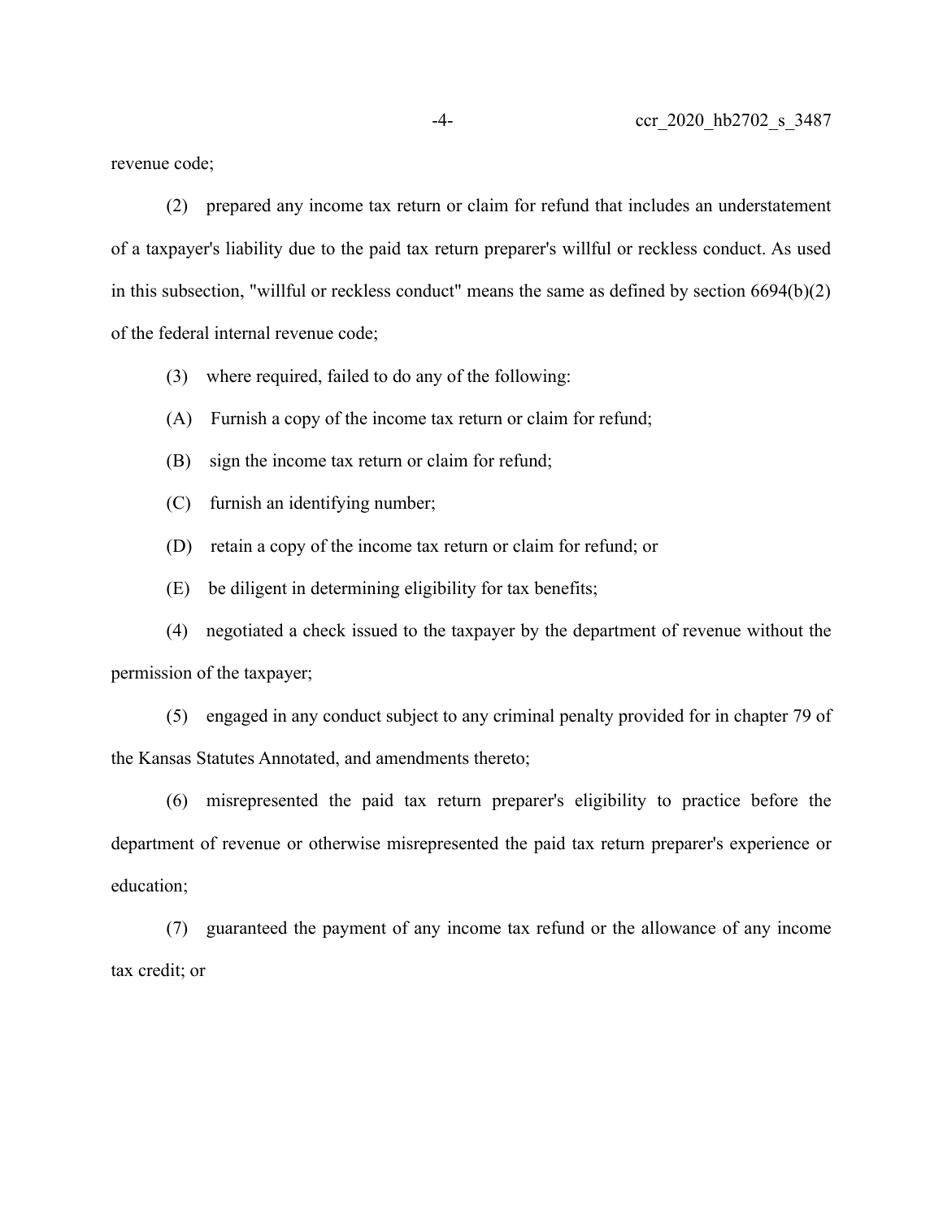revenue code;

(2) prepared any income tax return or claim for refund that includes an understatement of a taxpayer's liability due to the paid tax return preparer's willful or reckless conduct. As used in this subsection, "willful or reckless conduct" means the same as defined by section 6694(b)(2) of the federal internal revenue code;

(3) where required, failed to do any of the following:

(A) Furnish a copy of the income tax return or claim for refund;

(B) sign the income tax return or claim for refund;

(C) furnish an identifying number;

(D) retain a copy of the income tax return or claim for refund; or

(E) be diligent in determining eligibility for tax benefits;

(4) negotiated a check issued to the taxpayer by the department of revenue without the permission of the taxpayer;

(5) engaged in any conduct subject to any criminal penalty provided for in chapter 79 of the Kansas Statutes Annotated, and amendments thereto;

(6) misrepresented the paid tax return preparer's eligibility to practice before the department of revenue or otherwise misrepresented the paid tax return preparer's experience or education;

(7) guaranteed the payment of any income tax refund or the allowance of any income tax credit; or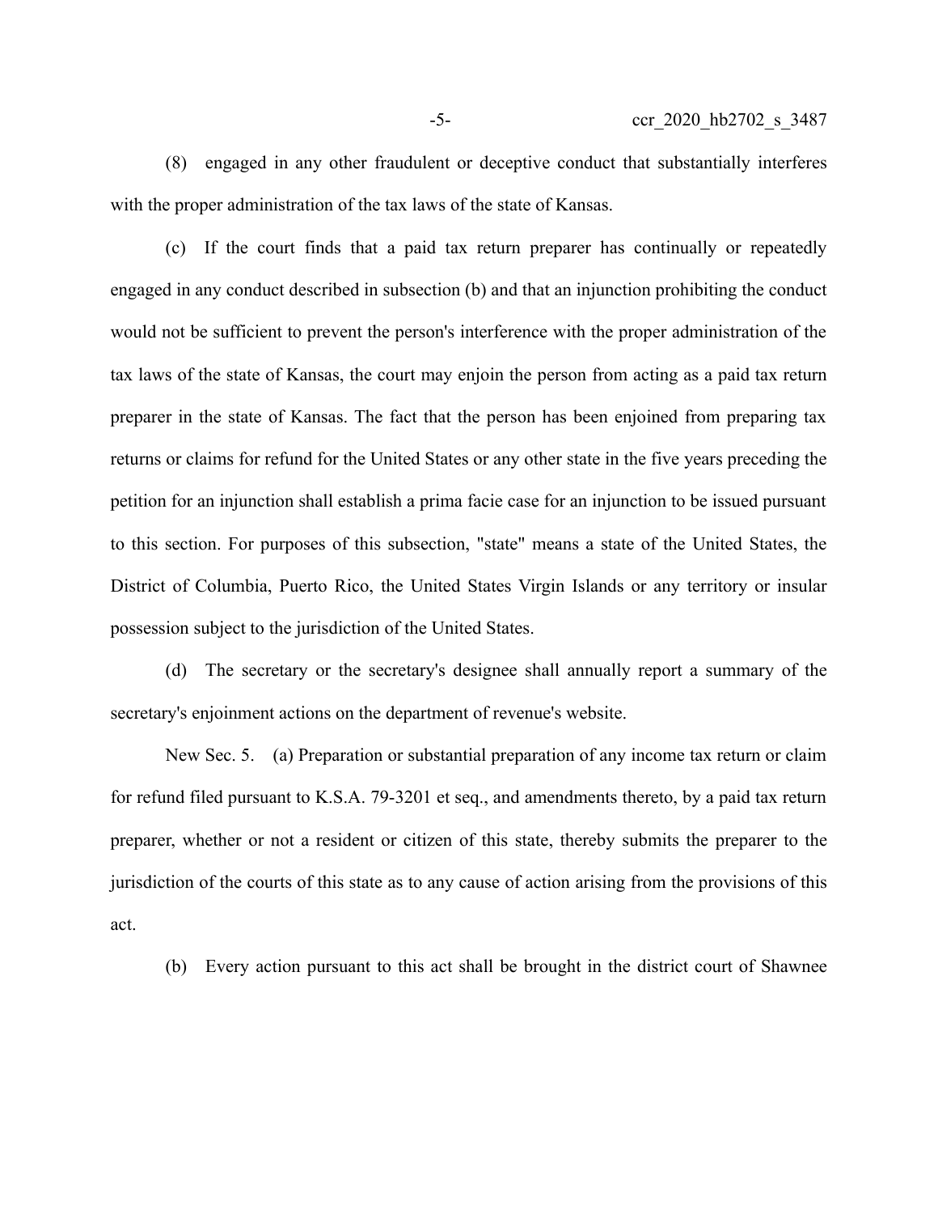(8) engaged in any other fraudulent or deceptive conduct that substantially interferes with the proper administration of the tax laws of the state of Kansas.

(c) If the court finds that a paid tax return preparer has continually or repeatedly engaged in any conduct described in subsection (b) and that an injunction prohibiting the conduct would not be sufficient to prevent the person's interference with the proper administration of the tax laws of the state of Kansas, the court may enjoin the person from acting as a paid tax return preparer in the state of Kansas. The fact that the person has been enjoined from preparing tax returns or claims for refund for the United States or any other state in the five years preceding the petition for an injunction shall establish a prima facie case for an injunction to be issued pursuant to this section. For purposes of this subsection, "state" means a state of the United States, the District of Columbia, Puerto Rico, the United States Virgin Islands or any territory or insular possession subject to the jurisdiction of the United States.

(d) The secretary or the secretary's designee shall annually report a summary of the secretary's enjoinment actions on the department of revenue's website.

New Sec. 5. (a) Preparation or substantial preparation of any income tax return or claim for refund filed pursuant to K.S.A. 79-3201 et seq., and amendments thereto, by a paid tax return preparer, whether or not a resident or citizen of this state, thereby submits the preparer to the jurisdiction of the courts of this state as to any cause of action arising from the provisions of this act.

(b) Every action pursuant to this act shall be brought in the district court of Shawnee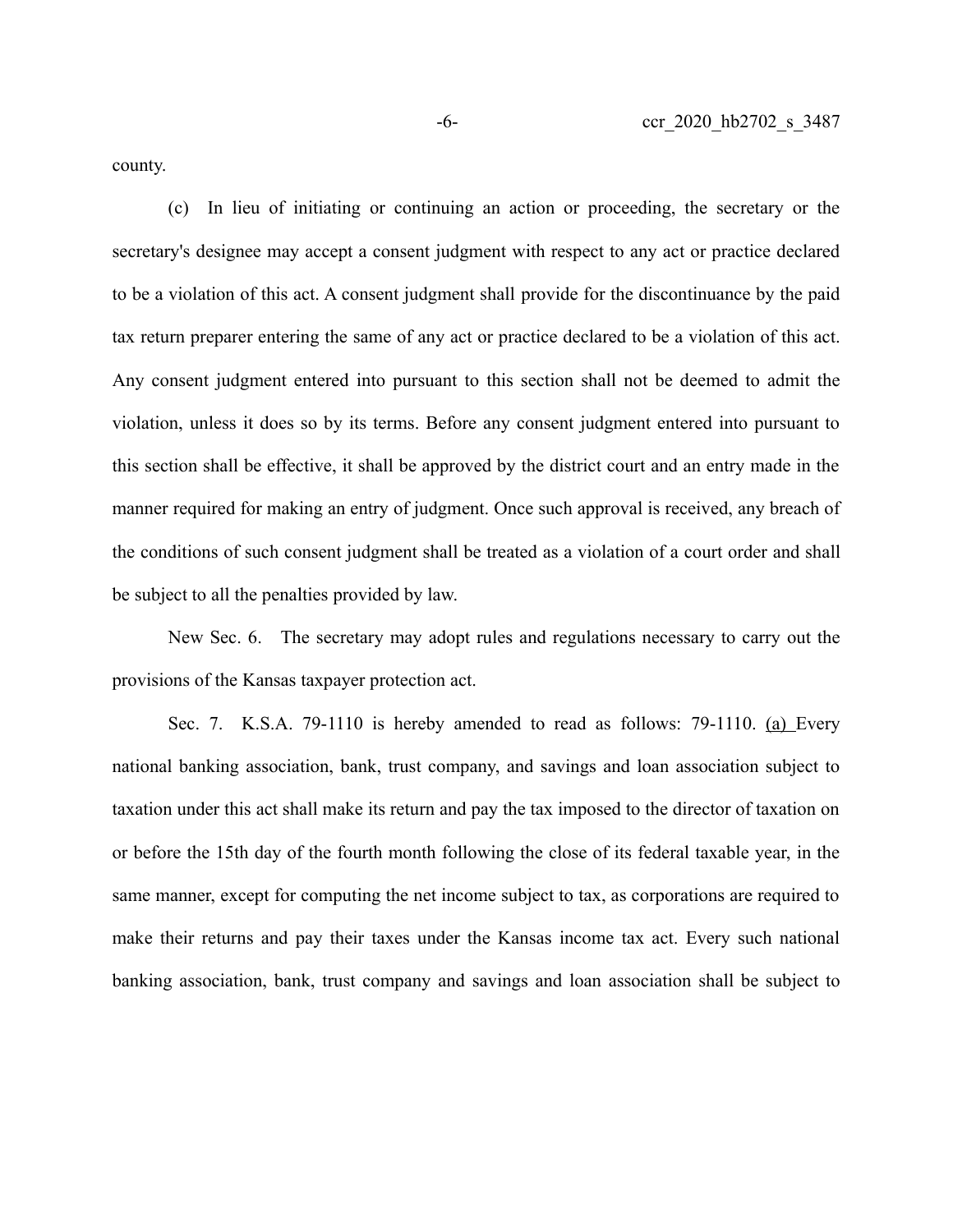county.

(c) In lieu of initiating or continuing an action or proceeding, the secretary or the secretary's designee may accept a consent judgment with respect to any act or practice declared to be a violation of this act. A consent judgment shall provide for the discontinuance by the paid tax return preparer entering the same of any act or practice declared to be a violation of this act. Any consent judgment entered into pursuant to this section shall not be deemed to admit the violation, unless it does so by its terms. Before any consent judgment entered into pursuant to this section shall be effective, it shall be approved by the district court and an entry made in the manner required for making an entry of judgment. Once such approval is received, any breach of the conditions of such consent judgment shall be treated as a violation of a court order and shall be subject to all the penalties provided by law.

New Sec. 6. The secretary may adopt rules and regulations necessary to carry out the provisions of the Kansas taxpayer protection act.

Sec. 7. K.S.A. 79-1110 is hereby amended to read as follows: 79-1110. (a) Every national banking association, bank, trust company, and savings and loan association subject to taxation under this act shall make its return and pay the tax imposed to the director of taxation on or before the 15th day of the fourth month following the close of its federal taxable year, in the same manner, except for computing the net income subject to tax, as corporations are required to make their returns and pay their taxes under the Kansas income tax act. Every such national banking association, bank, trust company and savings and loan association shall be subject to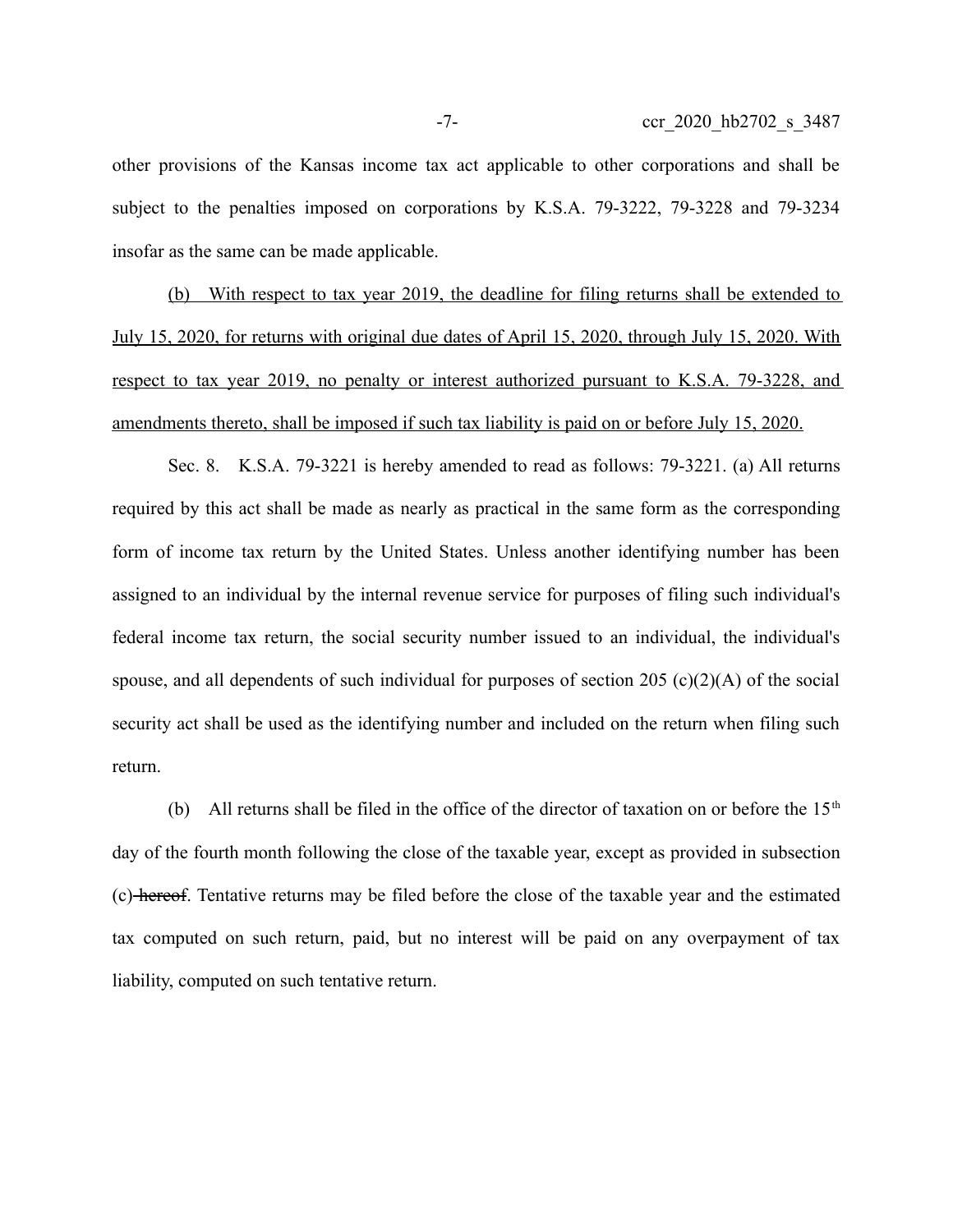other provisions of the Kansas income tax act applicable to other corporations and shall be subject to the penalties imposed on corporations by K.S.A. 79-3222, 79-3228 and 79-3234 insofar as the same can be made applicable.

<u>(b) With respect to tax year 2019, the deadline for filing returns shall be extended to July 15, 2020, for returns with original due dates of April 15, 2020, through July 15, 2020. With respect to tax year 2019, no penalty or interest authorized pursuant to K.S.A. 79-3228, and amendments thereto, shall be imposed if such tax liability is paid on or before July 15, 2020.</u>

Sec. 8. K.S.A. 79-3221 is hereby amended to read as follows: 79-3221. (a) All returns required by this act shall be made as nearly as practical in the same form as the corresponding form of income tax return by the United States. Unless another identifying number has been assigned to an individual by the internal revenue service for purposes of filing such individual's federal income tax return, the social security number issued to an individual, the individual's spouse, and all dependents of such individual for purposes of section 205 (c)(2)(A) of the social security act shall be used as the identifying number and included on the return when filing such return.

(b) All returns shall be filed in the office of the director of taxation on or before the 15th day of the fourth month following the close of the taxable year, except as provided in subsection (c) ~~hereof~~. Tentative returns may be filed before the close of the taxable year and the estimated tax computed on such return, paid, but no interest will be paid on any overpayment of tax liability, computed on such tentative return.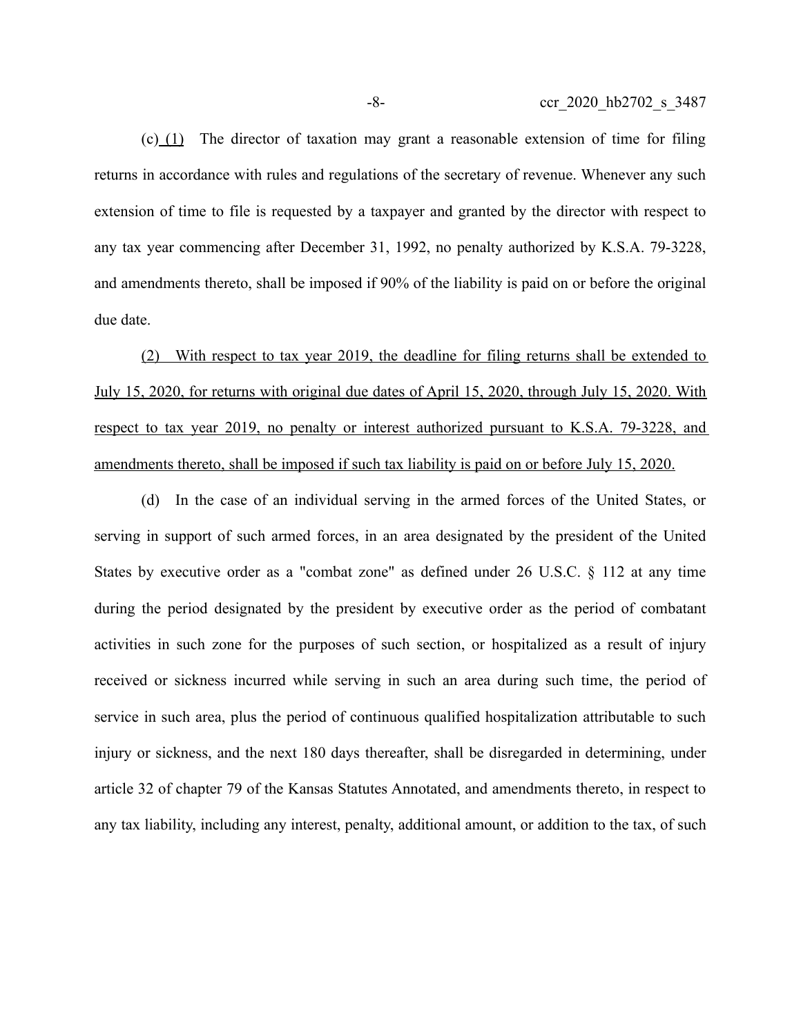(c) (1) The director of taxation may grant a reasonable extension of time for filing returns in accordance with rules and regulations of the secretary of revenue. Whenever any such extension of time to file is requested by a taxpayer and granted by the director with respect to any tax year commencing after December 31, 1992, no penalty authorized by K.S.A. 79-3228, and amendments thereto, shall be imposed if 90% of the liability is paid on or before the original due date.

(2) With respect to tax year 2019, the deadline for filing returns shall be extended to July 15, 2020, for returns with original due dates of April 15, 2020, through July 15, 2020. With respect to tax year 2019, no penalty or interest authorized pursuant to K.S.A. 79-3228, and amendments thereto, shall be imposed if such tax liability is paid on or before July 15, 2020.

(d) In the case of an individual serving in the armed forces of the United States, or serving in support of such armed forces, in an area designated by the president of the United States by executive order as a "combat zone" as defined under 26 U.S.C. § 112 at any time during the period designated by the president by executive order as the period of combatant activities in such zone for the purposes of such section, or hospitalized as a result of injury received or sickness incurred while serving in such an area during such time, the period of service in such area, plus the period of continuous qualified hospitalization attributable to such injury or sickness, and the next 180 days thereafter, shall be disregarded in determining, under article 32 of chapter 79 of the Kansas Statutes Annotated, and amendments thereto, in respect to any tax liability, including any interest, penalty, additional amount, or addition to the tax, of such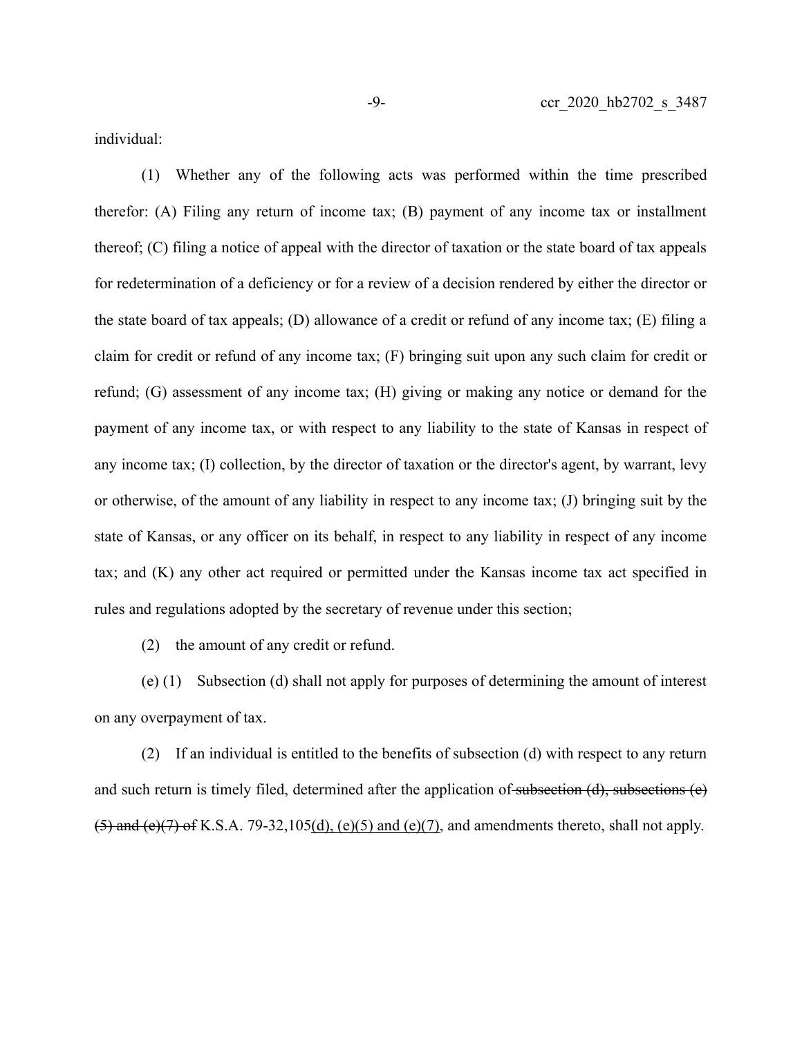individual:

(1) Whether any of the following acts was performed within the time prescribed therefor: (A) Filing any return of income tax; (B) payment of any income tax or installment thereof; (C) filing a notice of appeal with the director of taxation or the state board of tax appeals for redetermination of a deficiency or for a review of a decision rendered by either the director or the state board of tax appeals; (D) allowance of a credit or refund of any income tax; (E) filing a claim for credit or refund of any income tax; (F) bringing suit upon any such claim for credit or refund; (G) assessment of any income tax; (H) giving or making any notice or demand for the payment of any income tax, or with respect to any liability to the state of Kansas in respect of any income tax; (I) collection, by the director of taxation or the director's agent, by warrant, levy or otherwise, of the amount of any liability in respect to any income tax; (J) bringing suit by the state of Kansas, or any officer on its behalf, in respect to any liability in respect of any income tax; and (K) any other act required or permitted under the Kansas income tax act specified in rules and regulations adopted by the secretary of revenue under this section;

(2) the amount of any credit or refund.

(e) (1) Subsection (d) shall not apply for purposes of determining the amount of interest on any overpayment of tax.

(2) If an individual is entitled to the benefits of subsection (d) with respect to any return and such return is timely filed, determined after the application of ~~subsection (d), subsections (e)(5) and (e)(7) of~~ K.S.A. 79-32,105<u>(d), (e)(5) and (e)(7)</u>, and amendments thereto, shall not apply.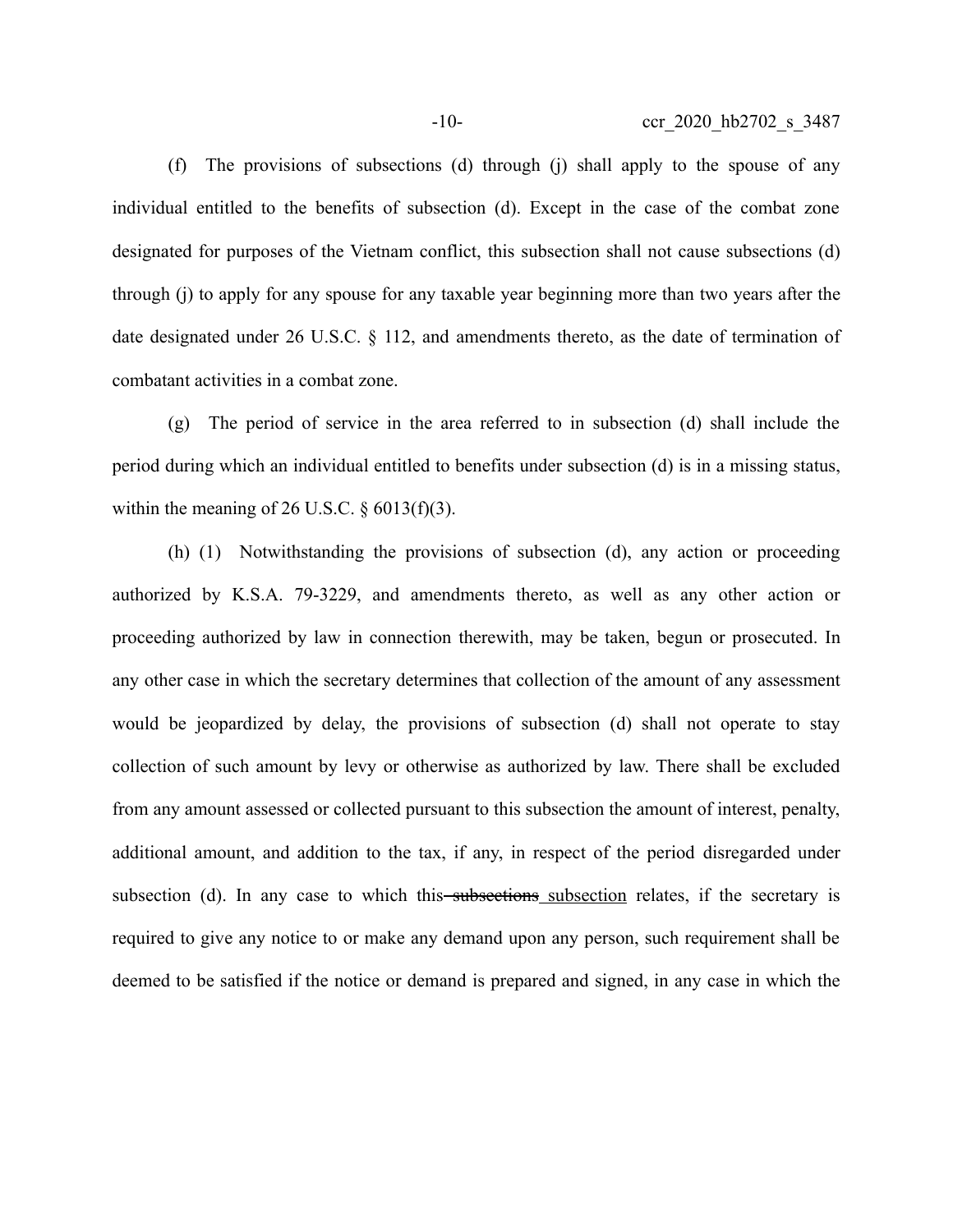(f) The provisions of subsections (d) through (j) shall apply to the spouse of any individual entitled to the benefits of subsection (d). Except in the case of the combat zone designated for purposes of the Vietnam conflict, this subsection shall not cause subsections (d) through (j) to apply for any spouse for any taxable year beginning more than two years after the date designated under 26 U.S.C. § 112, and amendments thereto, as the date of termination of combatant activities in a combat zone.

(g) The period of service in the area referred to in subsection (d) shall include the period during which an individual entitled to benefits under subsection (d) is in a missing status, within the meaning of 26 U.S.C. § 6013(f)(3).

(h) (1) Notwithstanding the provisions of subsection (d), any action or proceeding authorized by K.S.A. 79-3229, and amendments thereto, as well as any other action or proceeding authorized by law in connection therewith, may be taken, begun or prosecuted. In any other case in which the secretary determines that collection of the amount of any assessment would be jeopardized by delay, the provisions of subsection (d) shall not operate to stay collection of such amount by levy or otherwise as authorized by law. There shall be excluded from any amount assessed or collected pursuant to this subsection the amount of interest, penalty, additional amount, and addition to the tax, if any, in respect of the period disregarded under subsection (d). In any case to which this ~~subsections~~ subsection relates, if the secretary is required to give any notice to or make any demand upon any person, such requirement shall be deemed to be satisfied if the notice or demand is prepared and signed, in any case in which the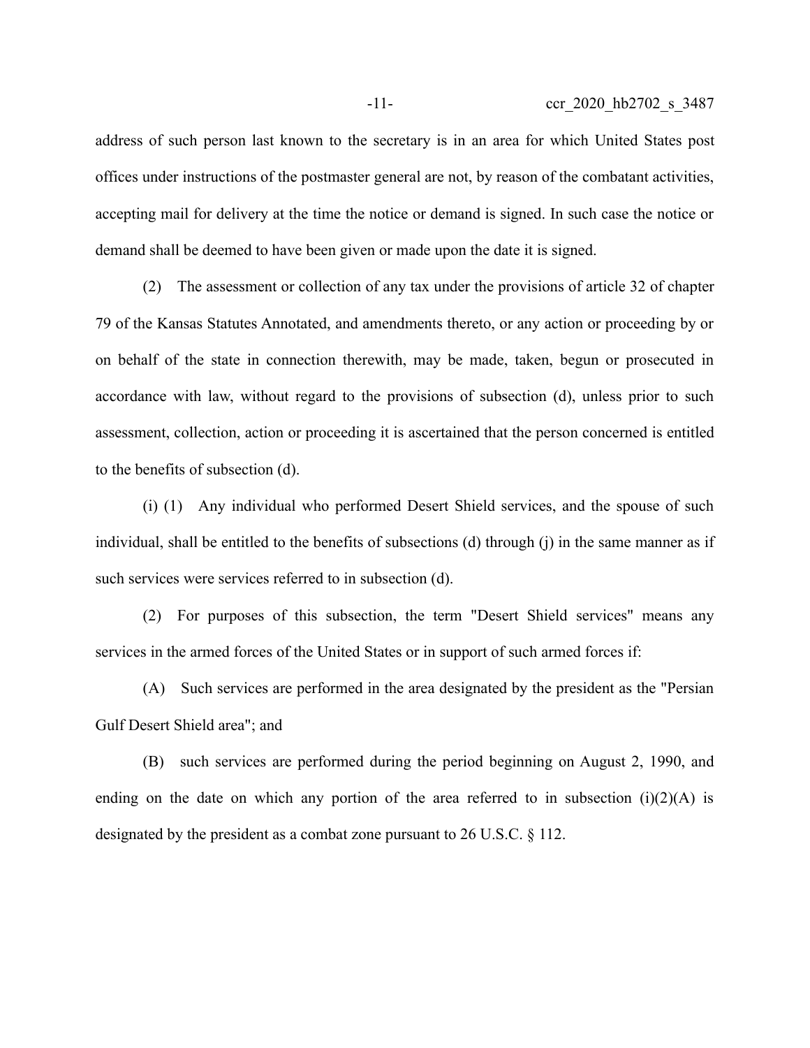address of such person last known to the secretary is in an area for which United States post offices under instructions of the postmaster general are not, by reason of the combatant activities, accepting mail for delivery at the time the notice or demand is signed. In such case the notice or demand shall be deemed to have been given or made upon the date it is signed.

(2) The assessment or collection of any tax under the provisions of article 32 of chapter 79 of the Kansas Statutes Annotated, and amendments thereto, or any action or proceeding by or on behalf of the state in connection therewith, may be made, taken, begun or prosecuted in accordance with law, without regard to the provisions of subsection (d), unless prior to such assessment, collection, action or proceeding it is ascertained that the person concerned is entitled to the benefits of subsection (d).

(i) (1) Any individual who performed Desert Shield services, and the spouse of such individual, shall be entitled to the benefits of subsections (d) through (j) in the same manner as if such services were services referred to in subsection (d).

(2) For purposes of this subsection, the term "Desert Shield services" means any services in the armed forces of the United States or in support of such armed forces if:

(A) Such services are performed in the area designated by the president as the "Persian Gulf Desert Shield area"; and

(B) such services are performed during the period beginning on August 2, 1990, and ending on the date on which any portion of the area referred to in subsection (i)(2)(A) is designated by the president as a combat zone pursuant to 26 U.S.C. § 112.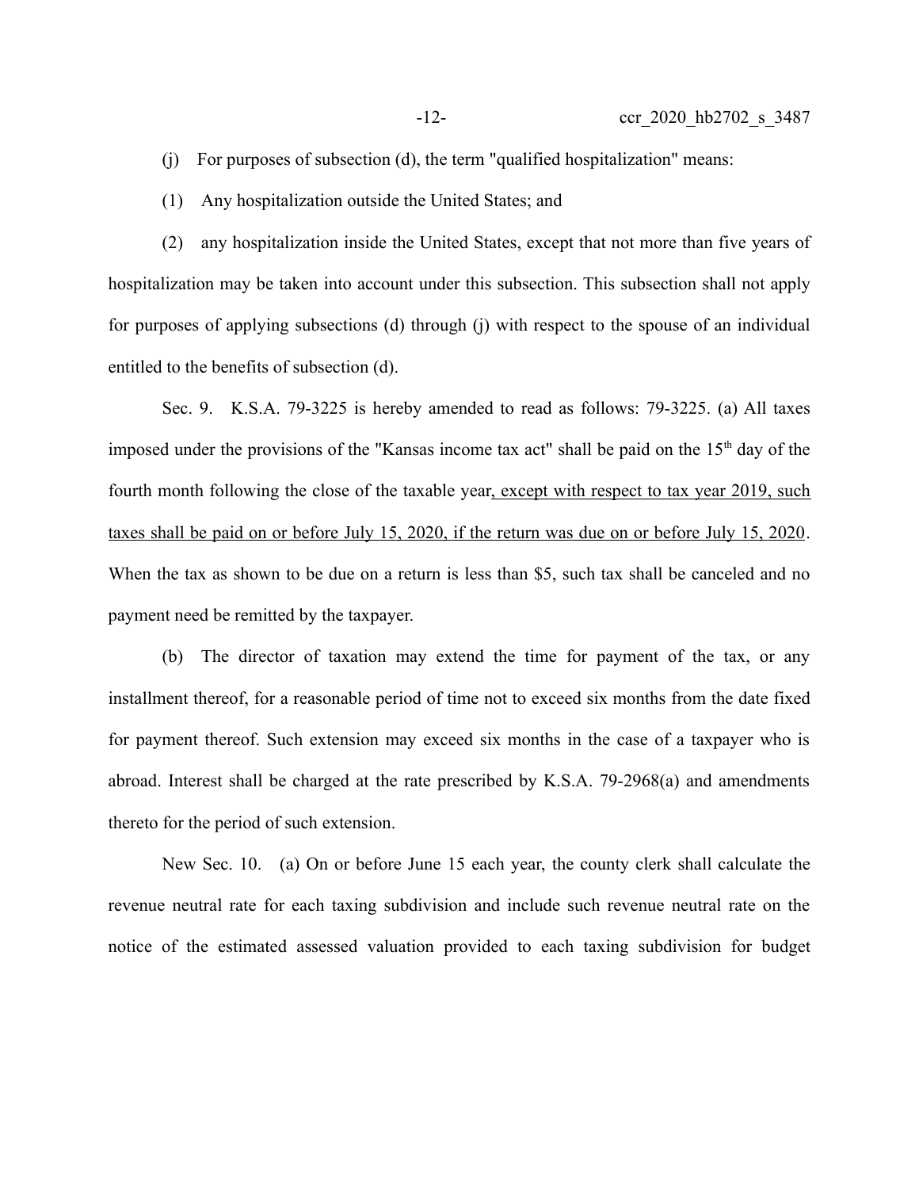(j) For purposes of subsection (d), the term "qualified hospitalization" means:

(1) Any hospitalization outside the United States; and

(2) any hospitalization inside the United States, except that not more than five years of hospitalization may be taken into account under this subsection. This subsection shall not apply for purposes of applying subsections (d) through (j) with respect to the spouse of an individual entitled to the benefits of subsection (d).

Sec. 9. K.S.A. 79-3225 is hereby amended to read as follows: 79-3225. (a) All taxes imposed under the provisions of the "Kansas income tax act" shall be paid on the 15th day of the fourth month following the close of the taxable year<u>, except with respect to tax year 2019, such taxes shall be paid on or before July 15, 2020, if the return was due on or before July 15, 2020</u>. When the tax as shown to be due on a return is less than $5, such tax shall be canceled and no payment need be remitted by the taxpayer.

(b) The director of taxation may extend the time for payment of the tax, or any installment thereof, for a reasonable period of time not to exceed six months from the date fixed for payment thereof. Such extension may exceed six months in the case of a taxpayer who is abroad. Interest shall be charged at the rate prescribed by K.S.A. 79-2968(a) and amendments thereto for the period of such extension.

New Sec. 10. (a) On or before June 15 each year, the county clerk shall calculate the revenue neutral rate for each taxing subdivision and include such revenue neutral rate on the notice of the estimated assessed valuation provided to each taxing subdivision for budget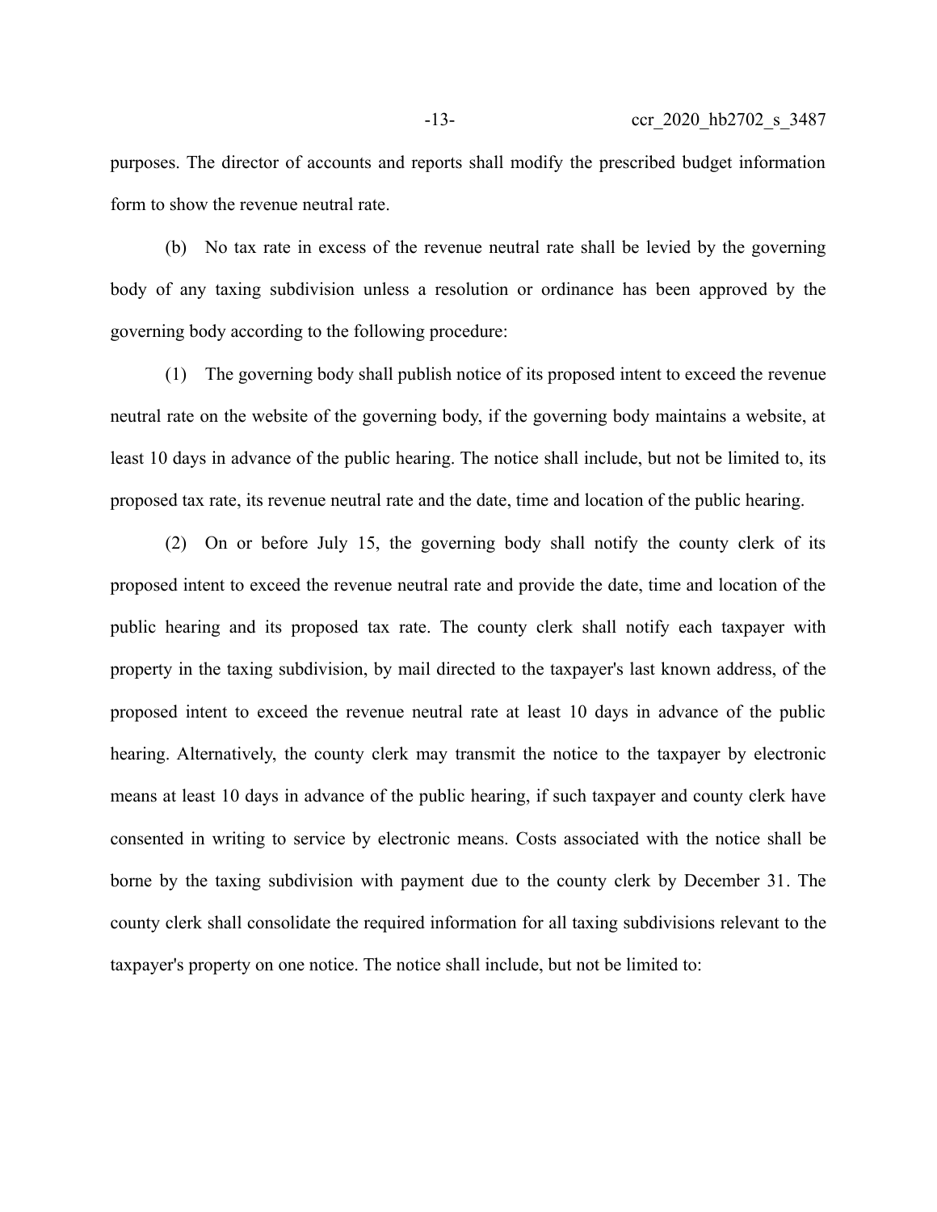purposes. The director of accounts and reports shall modify the prescribed budget information form to show the revenue neutral rate.

(b) No tax rate in excess of the revenue neutral rate shall be levied by the governing body of any taxing subdivision unless a resolution or ordinance has been approved by the governing body according to the following procedure:

(1) The governing body shall publish notice of its proposed intent to exceed the revenue neutral rate on the website of the governing body, if the governing body maintains a website, at least 10 days in advance of the public hearing. The notice shall include, but not be limited to, its proposed tax rate, its revenue neutral rate and the date, time and location of the public hearing.

(2) On or before July 15, the governing body shall notify the county clerk of its proposed intent to exceed the revenue neutral rate and provide the date, time and location of the public hearing and its proposed tax rate. The county clerk shall notify each taxpayer with property in the taxing subdivision, by mail directed to the taxpayer's last known address, of the proposed intent to exceed the revenue neutral rate at least 10 days in advance of the public hearing. Alternatively, the county clerk may transmit the notice to the taxpayer by electronic means at least 10 days in advance of the public hearing, if such taxpayer and county clerk have consented in writing to service by electronic means. Costs associated with the notice shall be borne by the taxing subdivision with payment due to the county clerk by December 31. The county clerk shall consolidate the required information for all taxing subdivisions relevant to the taxpayer's property on one notice. The notice shall include, but not be limited to: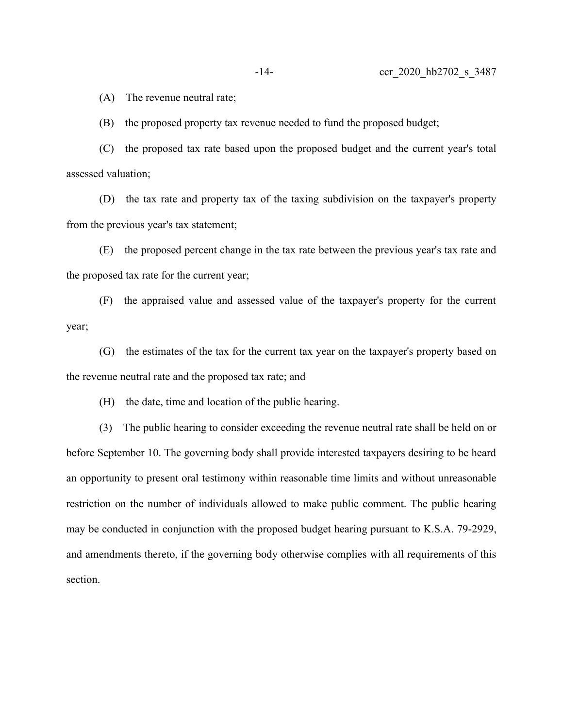(A) The revenue neutral rate;

(B) the proposed property tax revenue needed to fund the proposed budget;

(C) the proposed tax rate based upon the proposed budget and the current year's total assessed valuation;

(D) the tax rate and property tax of the taxing subdivision on the taxpayer's property from the previous year's tax statement;

(E) the proposed percent change in the tax rate between the previous year's tax rate and the proposed tax rate for the current year;

(F) the appraised value and assessed value of the taxpayer's property for the current year;

(G) the estimates of the tax for the current tax year on the taxpayer's property based on the revenue neutral rate and the proposed tax rate; and

(H) the date, time and location of the public hearing.

(3) The public hearing to consider exceeding the revenue neutral rate shall be held on or before September 10. The governing body shall provide interested taxpayers desiring to be heard an opportunity to present oral testimony within reasonable time limits and without unreasonable restriction on the number of individuals allowed to make public comment. The public hearing may be conducted in conjunction with the proposed budget hearing pursuant to K.S.A. 79-2929, and amendments thereto, if the governing body otherwise complies with all requirements of this section.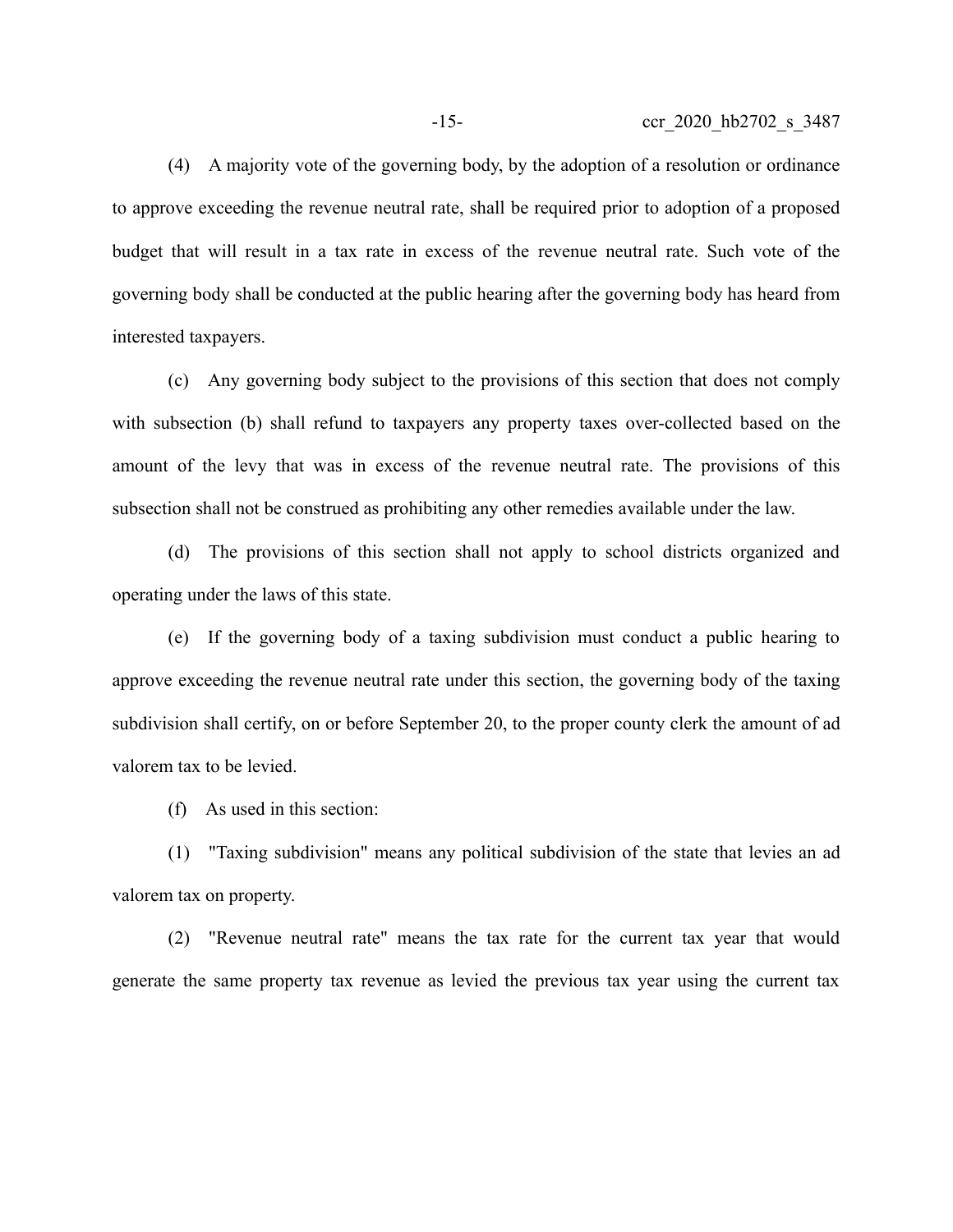(4) A majority vote of the governing body, by the adoption of a resolution or ordinance to approve exceeding the revenue neutral rate, shall be required prior to adoption of a proposed budget that will result in a tax rate in excess of the revenue neutral rate. Such vote of the governing body shall be conducted at the public hearing after the governing body has heard from interested taxpayers.

(c) Any governing body subject to the provisions of this section that does not comply with subsection (b) shall refund to taxpayers any property taxes over-collected based on the amount of the levy that was in excess of the revenue neutral rate. The provisions of this subsection shall not be construed as prohibiting any other remedies available under the law.

(d) The provisions of this section shall not apply to school districts organized and operating under the laws of this state.

(e) If the governing body of a taxing subdivision must conduct a public hearing to approve exceeding the revenue neutral rate under this section, the governing body of the taxing subdivision shall certify, on or before September 20, to the proper county clerk the amount of ad valorem tax to be levied.

(f) As used in this section:

(1) "Taxing subdivision" means any political subdivision of the state that levies an ad valorem tax on property.

(2) "Revenue neutral rate" means the tax rate for the current tax year that would generate the same property tax revenue as levied the previous tax year using the current tax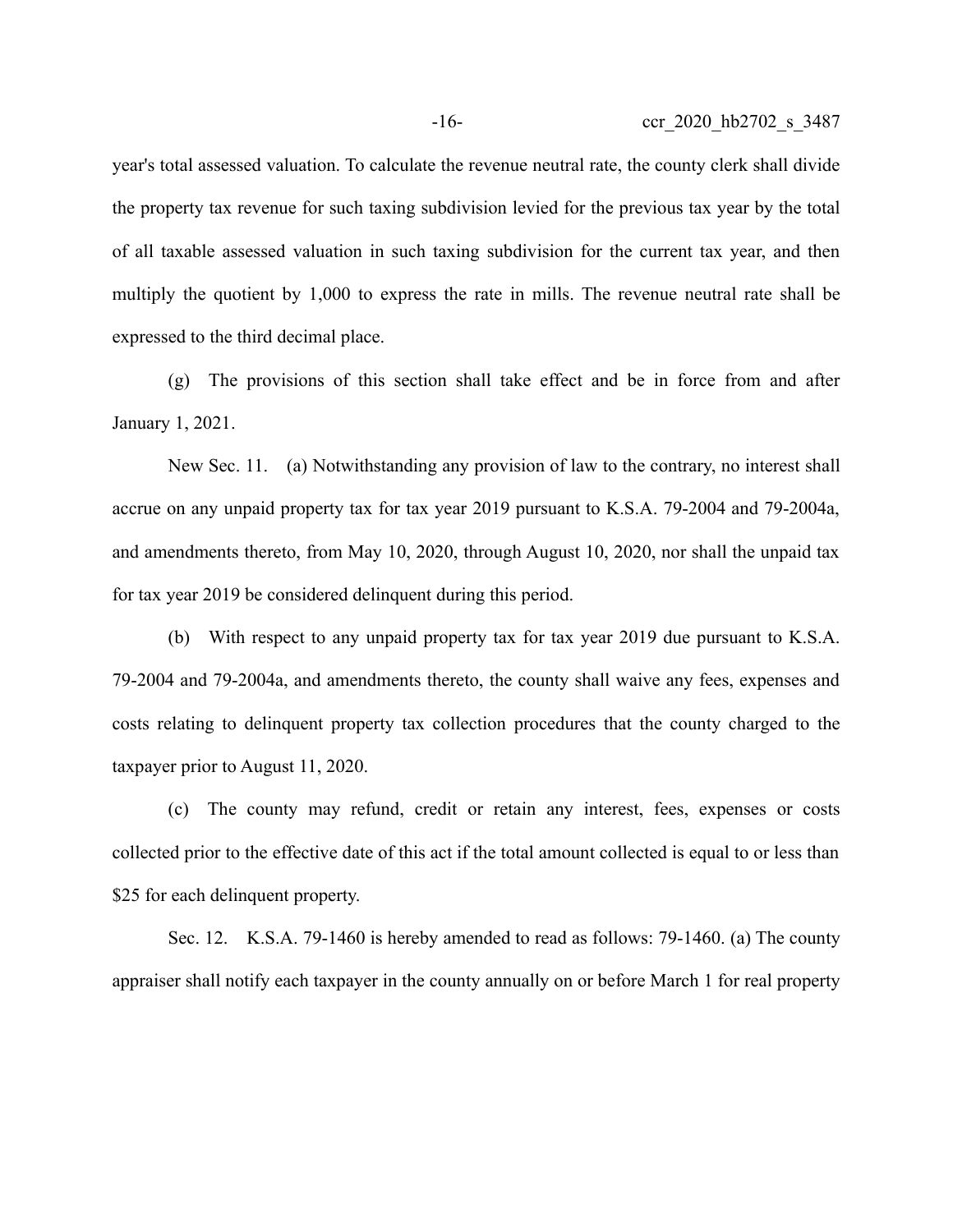year's total assessed valuation. To calculate the revenue neutral rate, the county clerk shall divide the property tax revenue for such taxing subdivision levied for the previous tax year by the total of all taxable assessed valuation in such taxing subdivision for the current tax year, and then multiply the quotient by 1,000 to express the rate in mills. The revenue neutral rate shall be expressed to the third decimal place.

(g) The provisions of this section shall take effect and be in force from and after January 1, 2021.

New Sec. 11. (a) Notwithstanding any provision of law to the contrary, no interest shall accrue on any unpaid property tax for tax year 2019 pursuant to K.S.A. 79-2004 and 79-2004a, and amendments thereto, from May 10, 2020, through August 10, 2020, nor shall the unpaid tax for tax year 2019 be considered delinquent during this period.

(b) With respect to any unpaid property tax for tax year 2019 due pursuant to K.S.A. 79-2004 and 79-2004a, and amendments thereto, the county shall waive any fees, expenses and costs relating to delinquent property tax collection procedures that the county charged to the taxpayer prior to August 11, 2020.

(c) The county may refund, credit or retain any interest, fees, expenses or costs collected prior to the effective date of this act if the total amount collected is equal to or less than $25 for each delinquent property.

Sec. 12. K.S.A. 79-1460 is hereby amended to read as follows: 79-1460. (a) The county appraiser shall notify each taxpayer in the county annually on or before March 1 for real property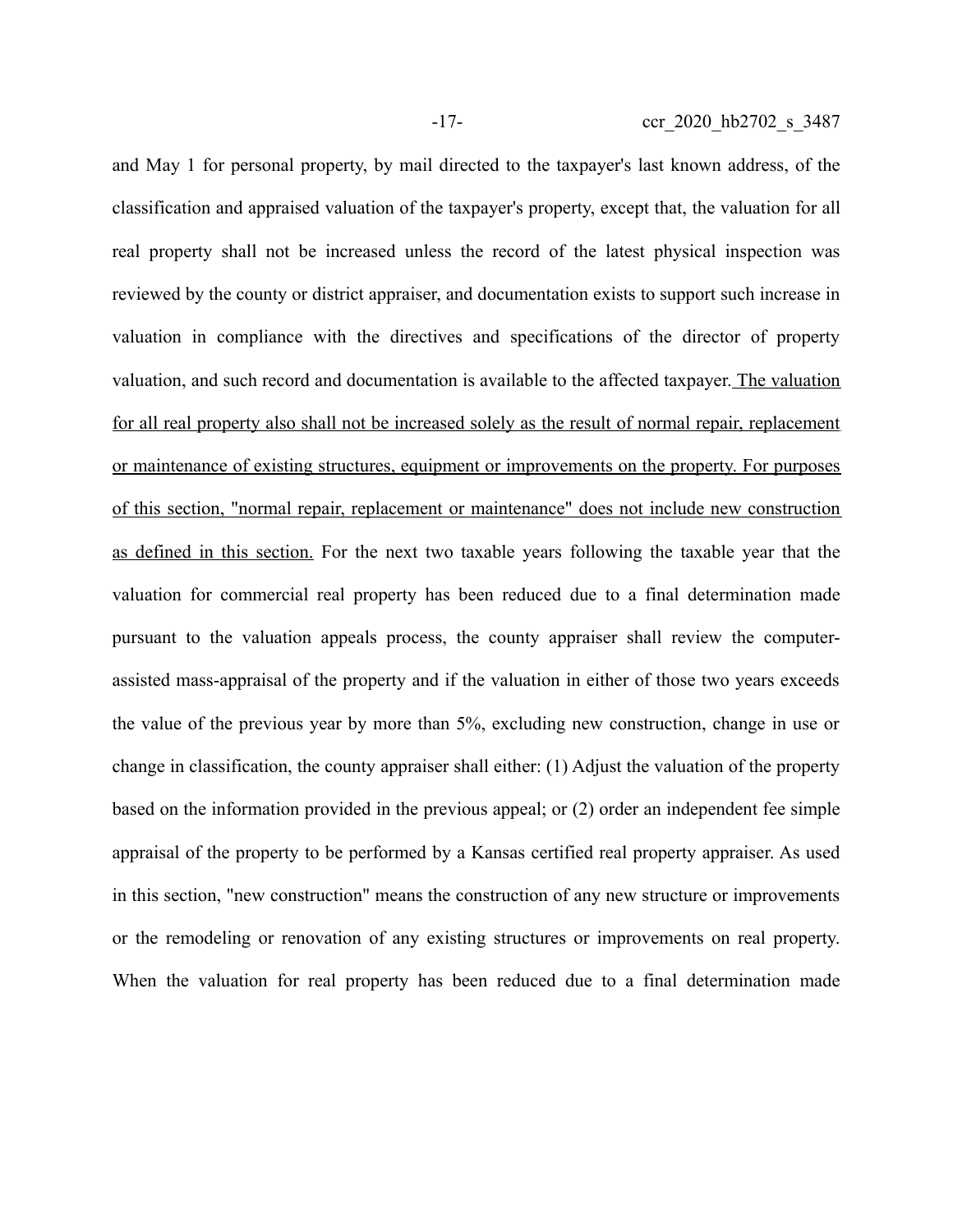and May 1 for personal property, by mail directed to the taxpayer's last known address, of the classification and appraised valuation of the taxpayer's property, except that, the valuation for all real property shall not be increased unless the record of the latest physical inspection was reviewed by the county or district appraiser, and documentation exists to support such increase in valuation in compliance with the directives and specifications of the director of property valuation, and such record and documentation is available to the affected taxpayer. <u>The valuation for all real property also shall not be increased solely as the result of normal repair, replacement or maintenance of existing structures, equipment or improvements on the property. For purposes of this section, "normal repair, replacement or maintenance" does not include new construction as defined in this section.</u> For the next two taxable years following the taxable year that the valuation for commercial real property has been reduced due to a final determination made pursuant to the valuation appeals process, the county appraiser shall review the computer-assisted mass-appraisal of the property and if the valuation in either of those two years exceeds the value of the previous year by more than 5%, excluding new construction, change in use or change in classification, the county appraiser shall either: (1) Adjust the valuation of the property based on the information provided in the previous appeal; or (2) order an independent fee simple appraisal of the property to be performed by a Kansas certified real property appraiser. As used in this section, "new construction" means the construction of any new structure or improvements or the remodeling or renovation of any existing structures or improvements on real property. When the valuation for real property has been reduced due to a final determination made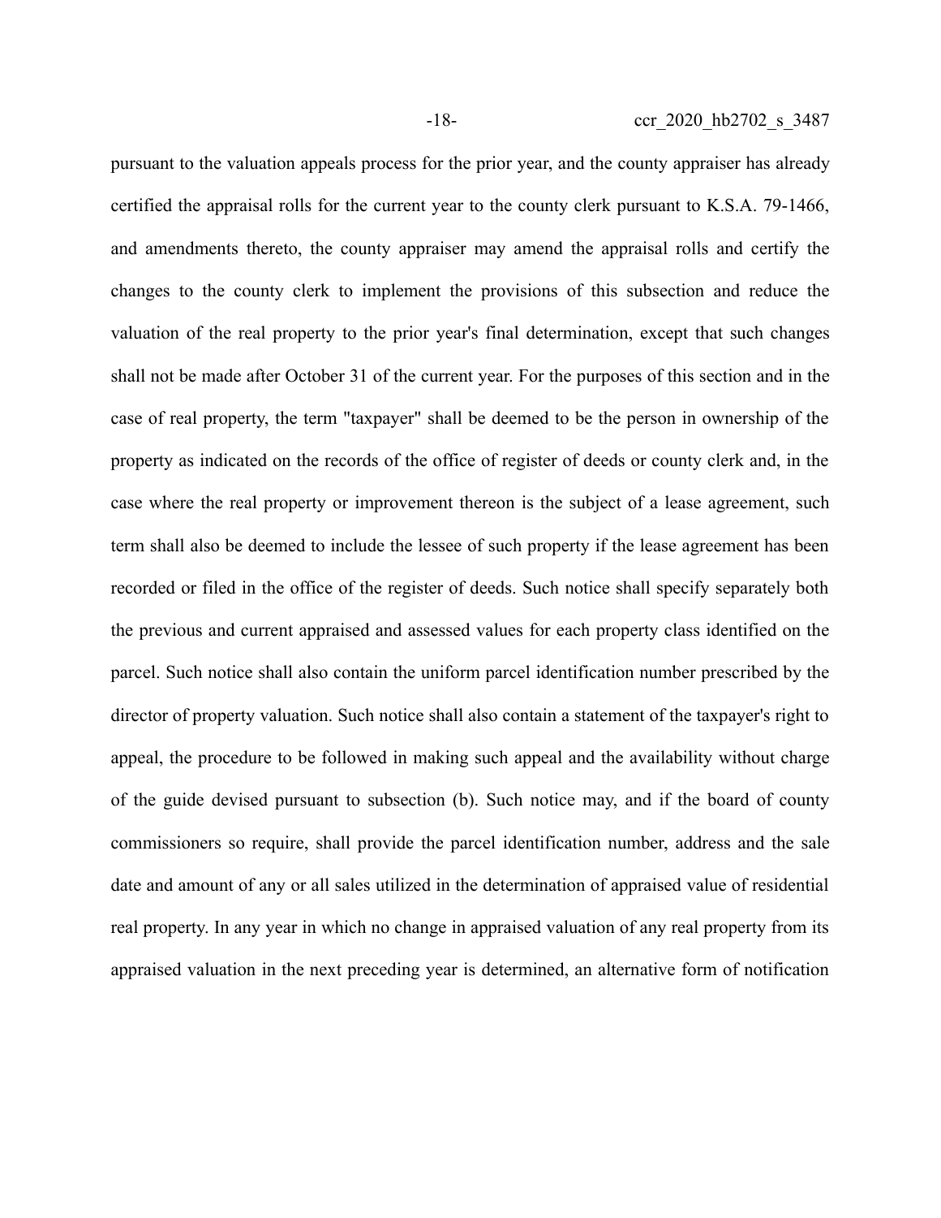pursuant to the valuation appeals process for the prior year, and the county appraiser has already certified the appraisal rolls for the current year to the county clerk pursuant to K.S.A. 79-1466, and amendments thereto, the county appraiser may amend the appraisal rolls and certify the changes to the county clerk to implement the provisions of this subsection and reduce the valuation of the real property to the prior year's final determination, except that such changes shall not be made after October 31 of the current year. For the purposes of this section and in the case of real property, the term "taxpayer" shall be deemed to be the person in ownership of the property as indicated on the records of the office of register of deeds or county clerk and, in the case where the real property or improvement thereon is the subject of a lease agreement, such term shall also be deemed to include the lessee of such property if the lease agreement has been recorded or filed in the office of the register of deeds. Such notice shall specify separately both the previous and current appraised and assessed values for each property class identified on the parcel. Such notice shall also contain the uniform parcel identification number prescribed by the director of property valuation. Such notice shall also contain a statement of the taxpayer's right to appeal, the procedure to be followed in making such appeal and the availability without charge of the guide devised pursuant to subsection (b). Such notice may, and if the board of county commissioners so require, shall provide the parcel identification number, address and the sale date and amount of any or all sales utilized in the determination of appraised value of residential real property. In any year in which no change in appraised valuation of any real property from its appraised valuation in the next preceding year is determined, an alternative form of notification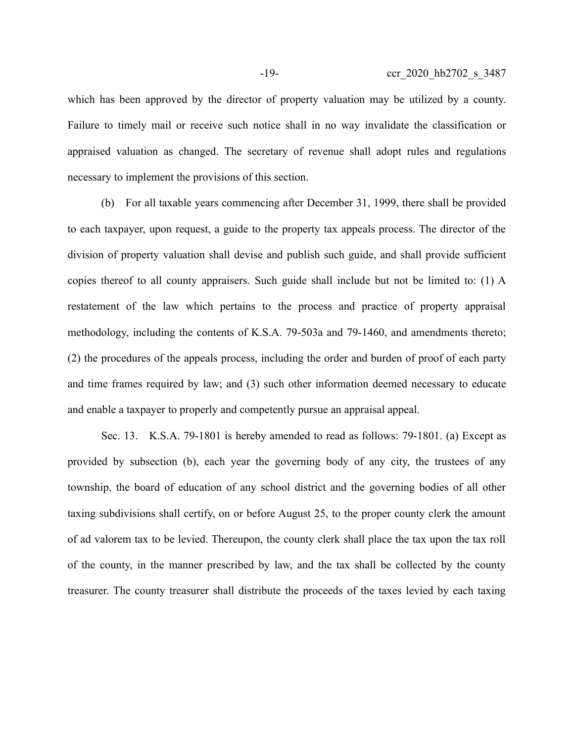which has been approved by the director of property valuation may be utilized by a county. Failure to timely mail or receive such notice shall in no way invalidate the classification or appraised valuation as changed. The secretary of revenue shall adopt rules and regulations necessary to implement the provisions of this section.

(b) For all taxable years commencing after December 31, 1999, there shall be provided to each taxpayer, upon request, a guide to the property tax appeals process. The director of the division of property valuation shall devise and publish such guide, and shall provide sufficient copies thereof to all county appraisers. Such guide shall include but not be limited to: (1) A restatement of the law which pertains to the process and practice of property appraisal methodology, including the contents of K.S.A. 79-503a and 79-1460, and amendments thereto; (2) the procedures of the appeals process, including the order and burden of proof of each party and time frames required by law; and (3) such other information deemed necessary to educate and enable a taxpayer to properly and competently pursue an appraisal appeal.

Sec. 13. K.S.A. 79-1801 is hereby amended to read as follows: 79-1801. (a) Except as provided by subsection (b), each year the governing body of any city, the trustees of any township, the board of education of any school district and the governing bodies of all other taxing subdivisions shall certify, on or before August 25, to the proper county clerk the amount of ad valorem tax to be levied. Thereupon, the county clerk shall place the tax upon the tax roll of the county, in the manner prescribed by law, and the tax shall be collected by the county treasurer. The county treasurer shall distribute the proceeds of the taxes levied by each taxing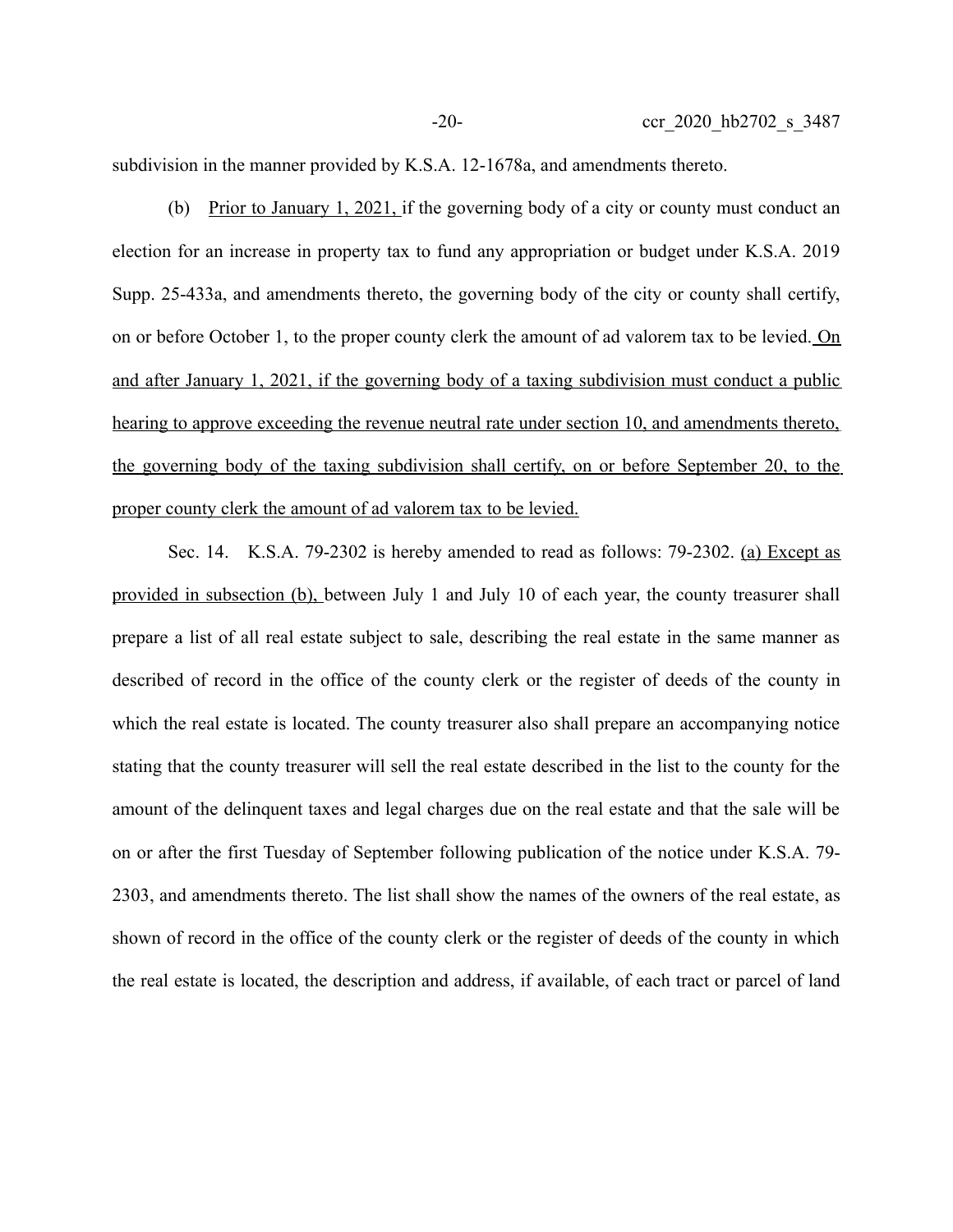subdivision in the manner provided by K.S.A. 12-1678a, and amendments thereto.

(b) Prior to January 1, 2021, if the governing body of a city or county must conduct an election for an increase in property tax to fund any appropriation or budget under K.S.A. 2019 Supp. 25-433a, and amendments thereto, the governing body of the city or county shall certify, on or before October 1, to the proper county clerk the amount of ad valorem tax to be levied. On and after January 1, 2021, if the governing body of a taxing subdivision must conduct a public hearing to approve exceeding the revenue neutral rate under section 10, and amendments thereto, the governing body of the taxing subdivision shall certify, on or before September 20, to the proper county clerk the amount of ad valorem tax to be levied.

Sec. 14. K.S.A. 79-2302 is hereby amended to read as follows: 79-2302. (a) Except as provided in subsection (b), between July 1 and July 10 of each year, the county treasurer shall prepare a list of all real estate subject to sale, describing the real estate in the same manner as described of record in the office of the county clerk or the register of deeds of the county in which the real estate is located. The county treasurer also shall prepare an accompanying notice stating that the county treasurer will sell the real estate described in the list to the county for the amount of the delinquent taxes and legal charges due on the real estate and that the sale will be on or after the first Tuesday of September following publication of the notice under K.S.A. 79-2303, and amendments thereto. The list shall show the names of the owners of the real estate, as shown of record in the office of the county clerk or the register of deeds of the county in which the real estate is located, the description and address, if available, of each tract or parcel of land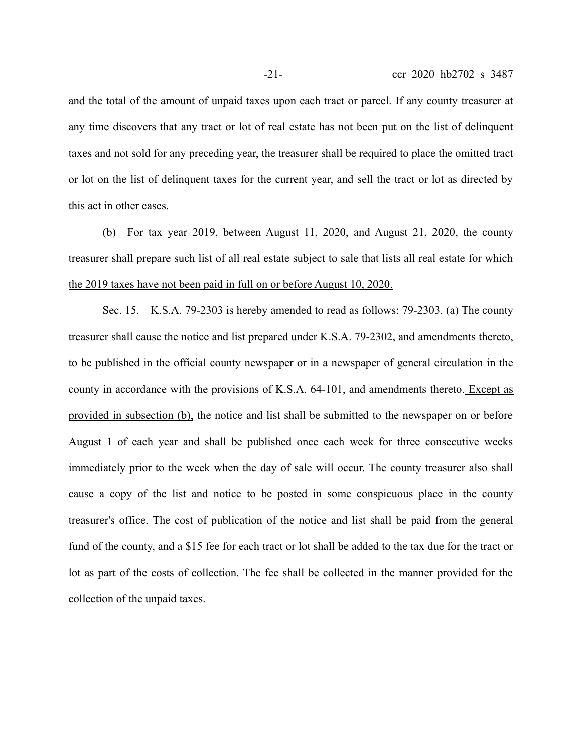and the total of the amount of unpaid taxes upon each tract or parcel. If any county treasurer at any time discovers that any tract or lot of real estate has not been put on the list of delinquent taxes and not sold for any preceding year, the treasurer shall be required to place the omitted tract or lot on the list of delinquent taxes for the current year, and sell the tract or lot as directed by this act in other cases.

(b) For tax year 2019, between August 11, 2020, and August 21, 2020, the county treasurer shall prepare such list of all real estate subject to sale that lists all real estate for which the 2019 taxes have not been paid in full on or before August 10, 2020.

Sec. 15. K.S.A. 79-2303 is hereby amended to read as follows: 79-2303. (a) The county treasurer shall cause the notice and list prepared under K.S.A. 79-2302, and amendments thereto, to be published in the official county newspaper or in a newspaper of general circulation in the county in accordance with the provisions of K.S.A. 64-101, and amendments thereto. Except as provided in subsection (b), the notice and list shall be submitted to the newspaper on or before August 1 of each year and shall be published once each week for three consecutive weeks immediately prior to the week when the day of sale will occur. The county treasurer also shall cause a copy of the list and notice to be posted in some conspicuous place in the county treasurer's office. The cost of publication of the notice and list shall be paid from the general fund of the county, and a $15 fee for each tract or lot shall be added to the tax due for the tract or lot as part of the costs of collection. The fee shall be collected in the manner provided for the collection of the unpaid taxes.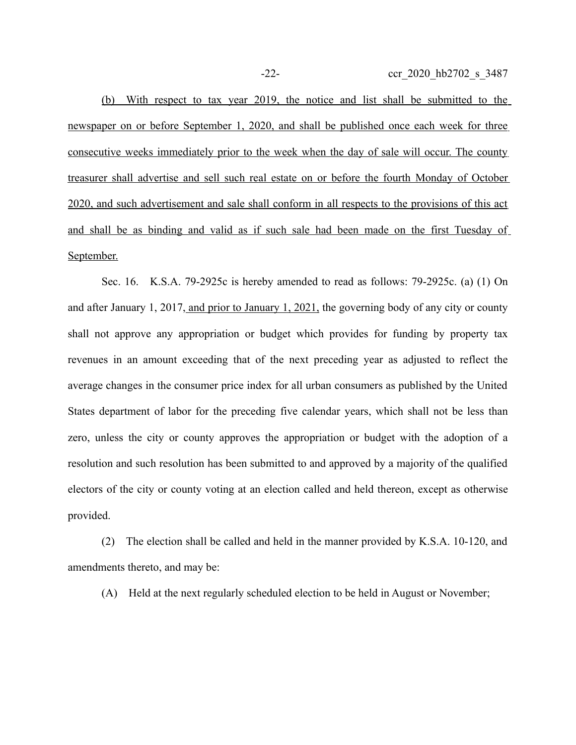(b) With respect to tax year 2019, the notice and list shall be submitted to the newspaper on or before September 1, 2020, and shall be published once each week for three consecutive weeks immediately prior to the week when the day of sale will occur. The county treasurer shall advertise and sell such real estate on or before the fourth Monday of October 2020, and such advertisement and sale shall conform in all respects to the provisions of this act and shall be as binding and valid as if such sale had been made on the first Tuesday of September.

Sec. 16. K.S.A. 79-2925c is hereby amended to read as follows: 79-2925c. (a) (1) On and after January 1, 2017, and prior to January 1, 2021, the governing body of any city or county shall not approve any appropriation or budget which provides for funding by property tax revenues in an amount exceeding that of the next preceding year as adjusted to reflect the average changes in the consumer price index for all urban consumers as published by the United States department of labor for the preceding five calendar years, which shall not be less than zero, unless the city or county approves the appropriation or budget with the adoption of a resolution and such resolution has been submitted to and approved by a majority of the qualified electors of the city or county voting at an election called and held thereon, except as otherwise provided.

(2) The election shall be called and held in the manner provided by K.S.A. 10-120, and amendments thereto, and may be:

(A) Held at the next regularly scheduled election to be held in August or November;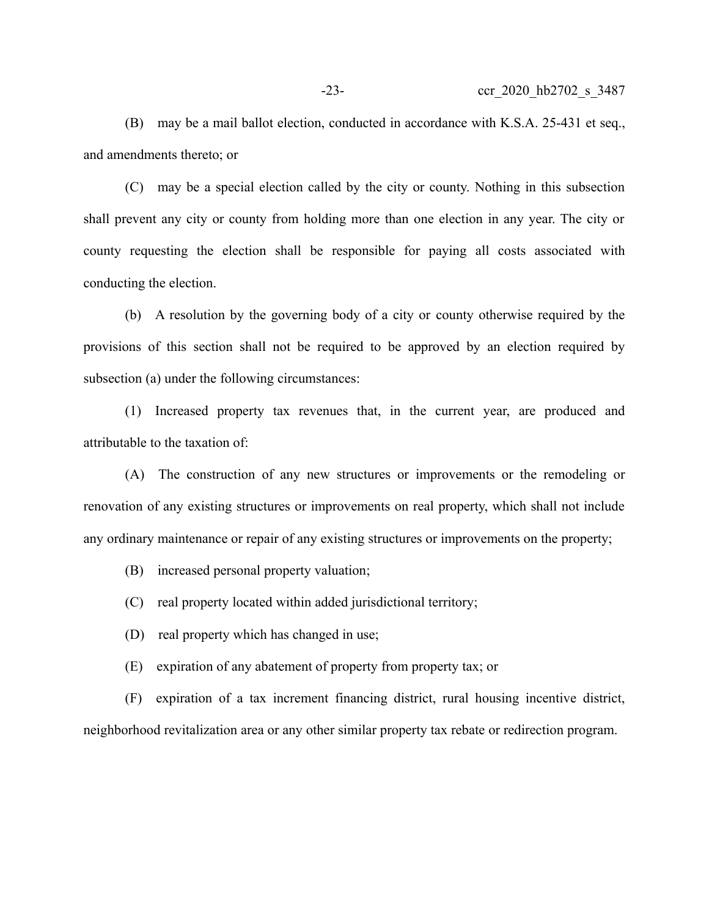(B) may be a mail ballot election, conducted in accordance with K.S.A. 25-431 et seq., and amendments thereto; or

(C) may be a special election called by the city or county. Nothing in this subsection shall prevent any city or county from holding more than one election in any year. The city or county requesting the election shall be responsible for paying all costs associated with conducting the election.

(b) A resolution by the governing body of a city or county otherwise required by the provisions of this section shall not be required to be approved by an election required by subsection (a) under the following circumstances:

(1) Increased property tax revenues that, in the current year, are produced and attributable to the taxation of:

(A) The construction of any new structures or improvements or the remodeling or renovation of any existing structures or improvements on real property, which shall not include any ordinary maintenance or repair of any existing structures or improvements on the property;

(B) increased personal property valuation;

(C) real property located within added jurisdictional territory;

(D) real property which has changed in use;

(E) expiration of any abatement of property from property tax; or

(F) expiration of a tax increment financing district, rural housing incentive district, neighborhood revitalization area or any other similar property tax rebate or redirection program.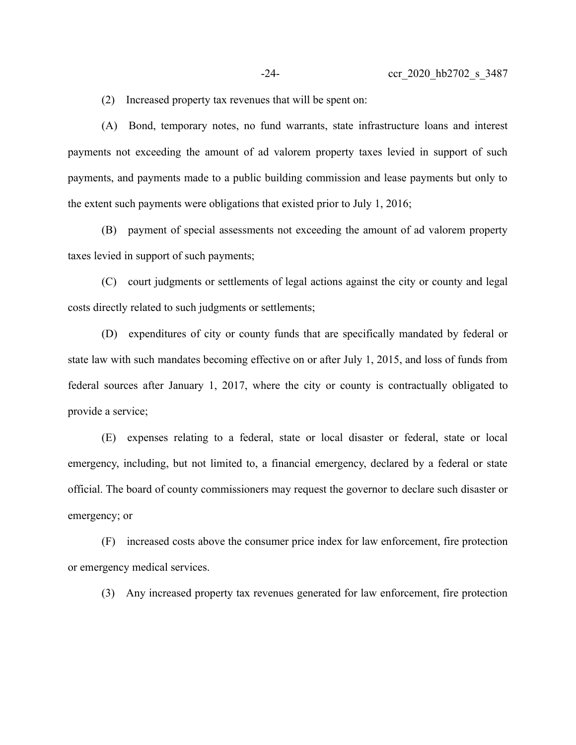(2) Increased property tax revenues that will be spent on:

(A) Bond, temporary notes, no fund warrants, state infrastructure loans and interest payments not exceeding the amount of ad valorem property taxes levied in support of such payments, and payments made to a public building commission and lease payments but only to the extent such payments were obligations that existed prior to July 1, 2016;

(B) payment of special assessments not exceeding the amount of ad valorem property taxes levied in support of such payments;

(C) court judgments or settlements of legal actions against the city or county and legal costs directly related to such judgments or settlements;

(D) expenditures of city or county funds that are specifically mandated by federal or state law with such mandates becoming effective on or after July 1, 2015, and loss of funds from federal sources after January 1, 2017, where the city or county is contractually obligated to provide a service;

(E) expenses relating to a federal, state or local disaster or federal, state or local emergency, including, but not limited to, a financial emergency, declared by a federal or state official. The board of county commissioners may request the governor to declare such disaster or emergency; or

(F) increased costs above the consumer price index for law enforcement, fire protection or emergency medical services.

(3) Any increased property tax revenues generated for law enforcement, fire protection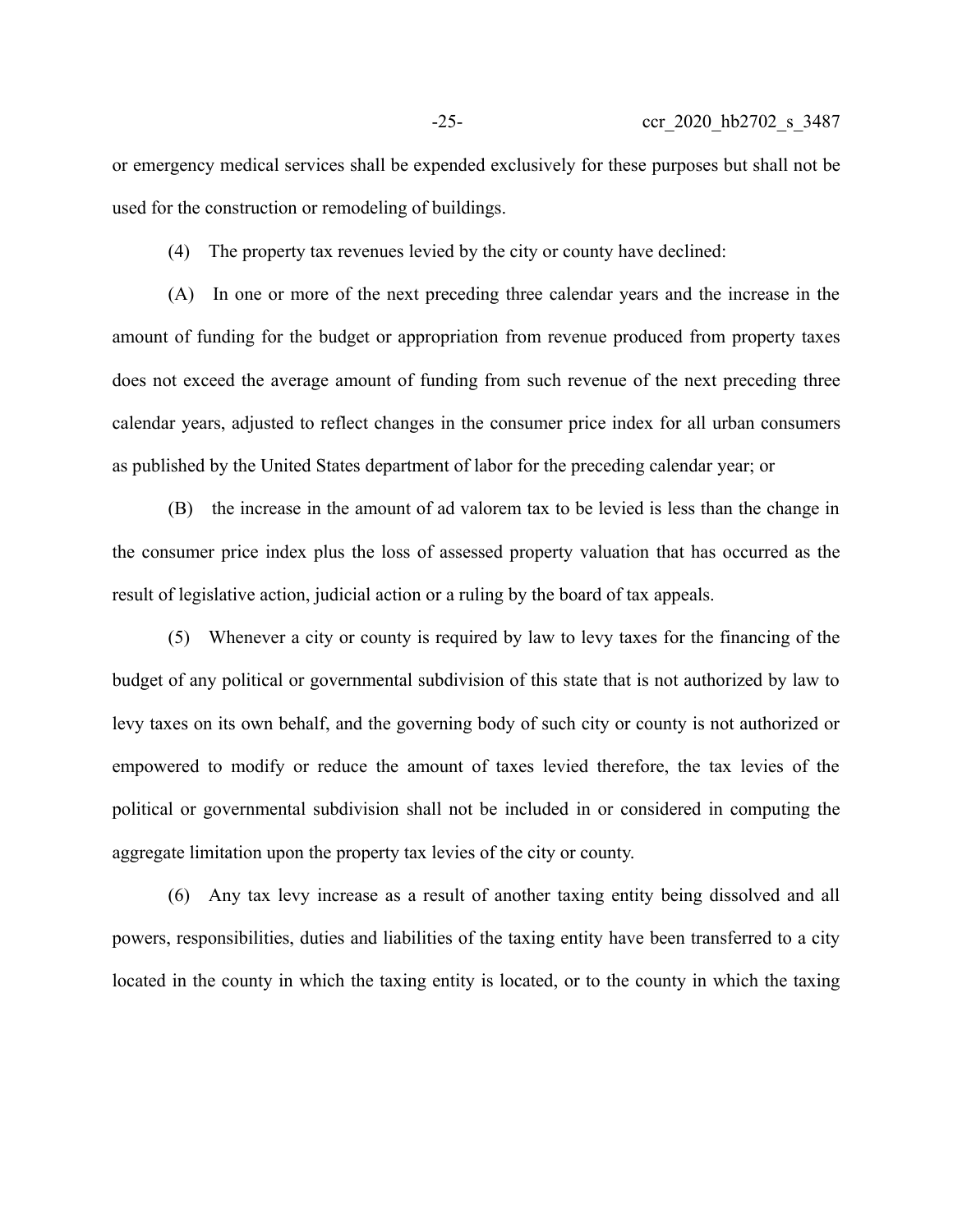or emergency medical services shall be expended exclusively for these purposes but shall not be used for the construction or remodeling of buildings.

(4) The property tax revenues levied by the city or county have declined:

(A) In one or more of the next preceding three calendar years and the increase in the amount of funding for the budget or appropriation from revenue produced from property taxes does not exceed the average amount of funding from such revenue of the next preceding three calendar years, adjusted to reflect changes in the consumer price index for all urban consumers as published by the United States department of labor for the preceding calendar year; or

(B) the increase in the amount of ad valorem tax to be levied is less than the change in the consumer price index plus the loss of assessed property valuation that has occurred as the result of legislative action, judicial action or a ruling by the board of tax appeals.

(5) Whenever a city or county is required by law to levy taxes for the financing of the budget of any political or governmental subdivision of this state that is not authorized by law to levy taxes on its own behalf, and the governing body of such city or county is not authorized or empowered to modify or reduce the amount of taxes levied therefore, the tax levies of the political or governmental subdivision shall not be included in or considered in computing the aggregate limitation upon the property tax levies of the city or county.

(6) Any tax levy increase as a result of another taxing entity being dissolved and all powers, responsibilities, duties and liabilities of the taxing entity have been transferred to a city located in the county in which the taxing entity is located, or to the county in which the taxing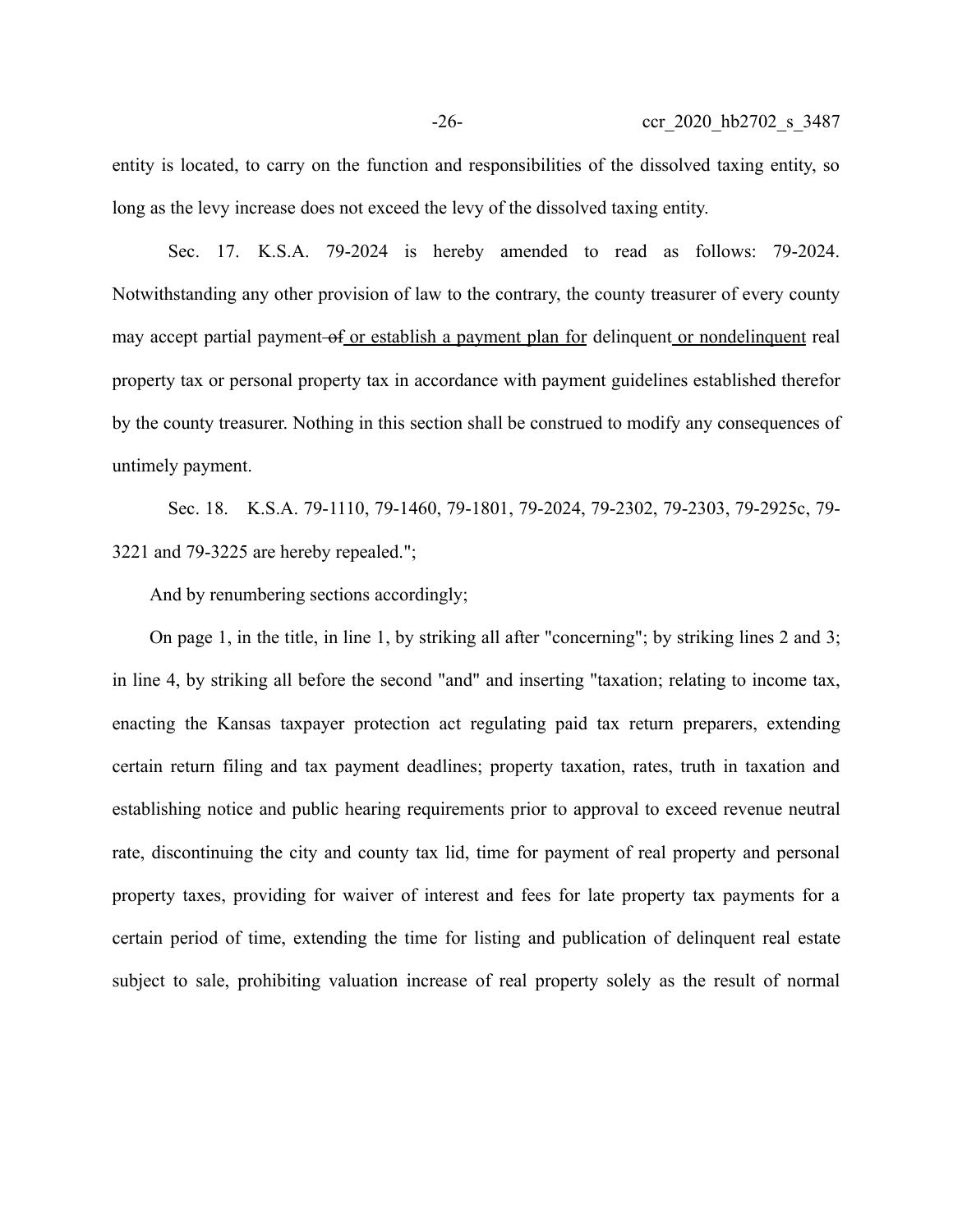entity is located, to carry on the function and responsibilities of the dissolved taxing entity, so long as the levy increase does not exceed the levy of the dissolved taxing entity.

Sec. 17. K.S.A. 79-2024 is hereby amended to read as follows: 79-2024. Notwithstanding any other provision of law to the contrary, the county treasurer of every county may accept partial payment ~~of~~ or establish a payment plan for delinquent or nondelinquent real property tax or personal property tax in accordance with payment guidelines established therefor by the county treasurer. Nothing in this section shall be construed to modify any consequences of untimely payment.

Sec. 18. K.S.A. 79-1110, 79-1460, 79-1801, 79-2024, 79-2302, 79-2303, 79-2925c, 79-3221 and 79-3225 are hereby repealed.";

And by renumbering sections accordingly;

On page 1, in the title, in line 1, by striking all after "concerning"; by striking lines 2 and 3; in line 4, by striking all before the second "and" and inserting "taxation; relating to income tax, enacting the Kansas taxpayer protection act regulating paid tax return preparers, extending certain return filing and tax payment deadlines; property taxation, rates, truth in taxation and establishing notice and public hearing requirements prior to approval to exceed revenue neutral rate, discontinuing the city and county tax lid, time for payment of real property and personal property taxes, providing for waiver of interest and fees for late property tax payments for a certain period of time, extending the time for listing and publication of delinquent real estate subject to sale, prohibiting valuation increase of real property solely as the result of normal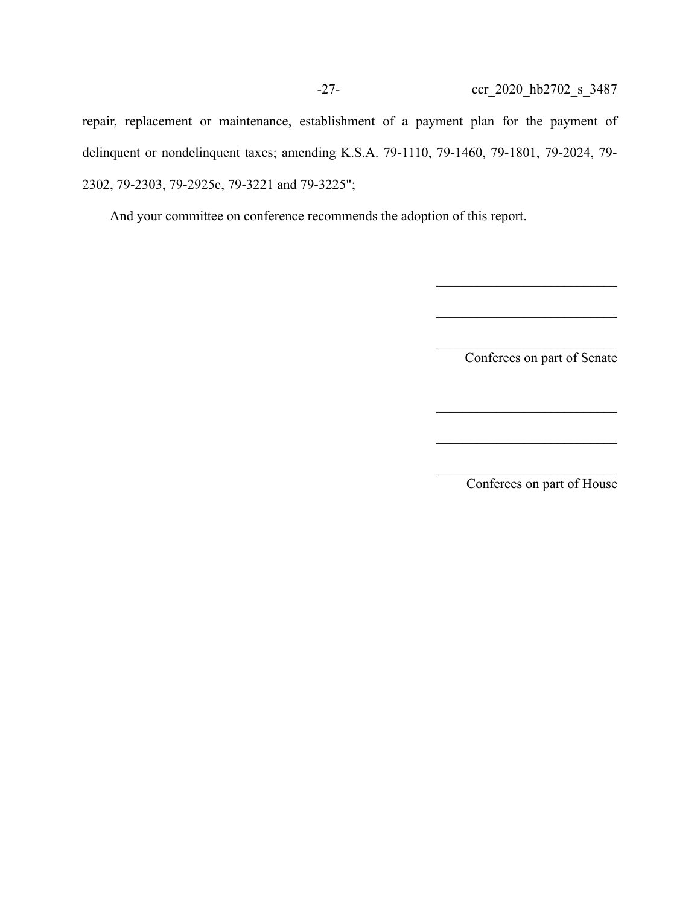repair, replacement or maintenance, establishment of a payment plan for the payment of delinquent or nondelinquent taxes; amending K.S.A. 79-1110, 79-1460, 79-1801, 79-2024, 79-2302, 79-2303, 79-2925c, 79-3221 and 79-3225";

And your committee on conference recommends the adoption of this report.

\_\_\_\_\_\_\_\_\_\_\_\_\_\_\_\_\_\_\_\_\_\_\_\_\_\_\_

\_\_\_\_\_\_\_\_\_\_\_\_\_\_\_\_\_\_\_\_\_\_\_\_\_\_\_

\_\_\_\_\_\_\_\_\_\_\_\_\_\_\_\_\_\_\_\_\_\_\_\_\_\_\_

Conferees on part of Senate

\_\_\_\_\_\_\_\_\_\_\_\_\_\_\_\_\_\_\_\_\_\_\_\_\_\_\_

\_\_\_\_\_\_\_\_\_\_\_\_\_\_\_\_\_\_\_\_\_\_\_\_\_\_\_

\_\_\_\_\_\_\_\_\_\_\_\_\_\_\_\_\_\_\_\_\_\_\_\_\_\_\_

Conferees on part of House